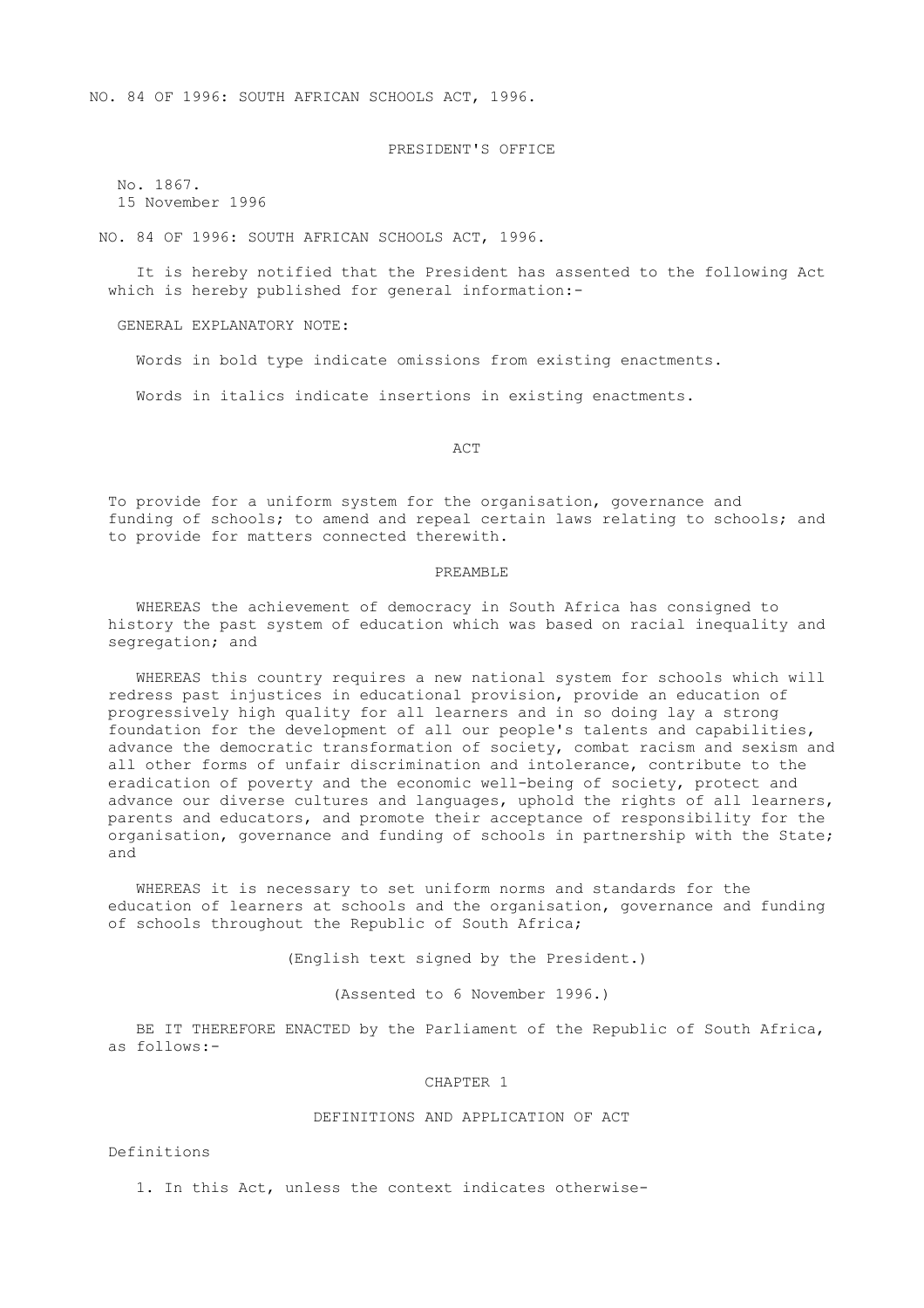NO. 84 OF 1996: SOUTH AFRICAN SCHOOLS ACT, 1996.

PRESIDENT'S OFFICE

No. 1867.
15 November 1996

NO. 84 OF 1996: SOUTH AFRICAN SCHOOLS ACT, 1996.

It is hereby notified that the President has assented to the following Act which is hereby published for general information:-

GENERAL EXPLANATORY NOTE:

Words in bold type indicate omissions from existing enactments.

Words in italics indicate insertions in existing enactments.

# ACT

To provide for a uniform system for the organisation, governance and funding of schools; to amend and repeal certain laws relating to schools; and to provide for matters connected therewith.

## PREAMBLE

WHEREAS the achievement of democracy in South Africa has consigned to history the past system of education which was based on racial inequality and segregation; and

WHEREAS this country requires a new national system for schools which will redress past injustices in educational provision, provide an education of progressively high quality for all learners and in so doing lay a strong foundation for the development of all our people's talents and capabilities, advance the democratic transformation of society, combat racism and sexism and all other forms of unfair discrimination and intolerance, contribute to the eradication of poverty and the economic well-being of society, protect and advance our diverse cultures and languages, uphold the rights of all learners, parents and educators, and promote their acceptance of responsibility for the organisation, governance and funding of schools in partnership with the State; and

WHEREAS it is necessary to set uniform norms and standards for the education of learners at schools and the organisation, governance and funding of schools throughout the Republic of South Africa;

(English text signed by the President.)

(Assented to 6 November 1996.)

BE IT THEREFORE ENACTED by the Parliament of the Republic of South Africa, as follows:-

## CHAPTER 1

## DEFINITIONS AND APPLICATION OF ACT

### Definitions

1. In this Act, unless the context indicates otherwise-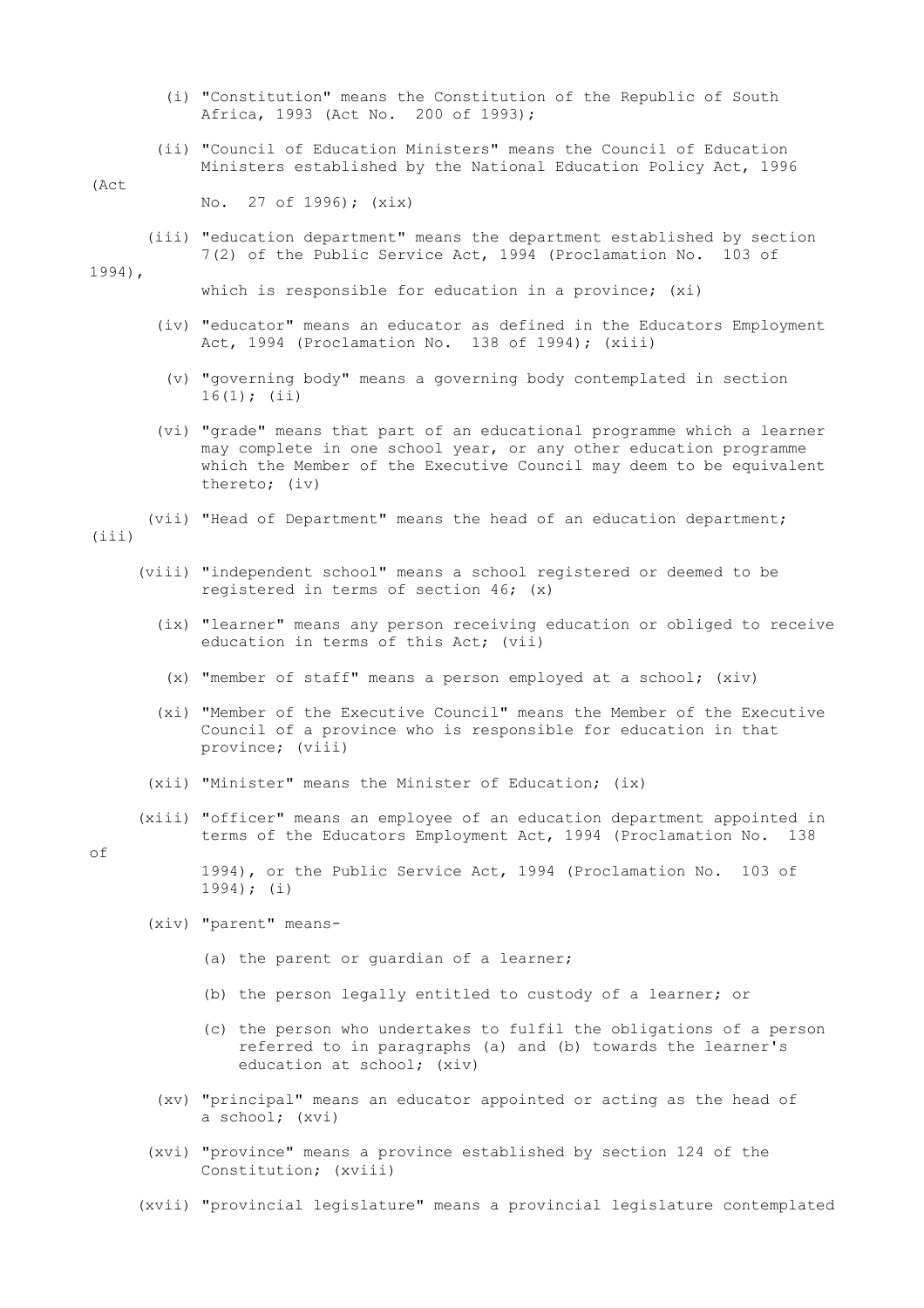(i) "Constitution" means the Constitution of the Republic of South Africa, 1993 (Act No. 200 of 1993);

(ii) "Council of Education Ministers" means the Council of Education Ministers established by the National Education Policy Act, 1996 (Act No. 27 of 1996); (xix)

(iii) "education department" means the department established by section 7(2) of the Public Service Act, 1994 (Proclamation No. 103 of 1994), which is responsible for education in a province; (xi)

(iv) "educator" means an educator as defined in the Educators Employment Act, 1994 (Proclamation No. 138 of 1994); (xiii)

(v) "governing body" means a governing body contemplated in section 16(1); (ii)

(vi) "grade" means that part of an educational programme which a learner may complete in one school year, or any other education programme which the Member of the Executive Council may deem to be equivalent thereto; (iv)

(vii) "Head of Department" means the head of an education department; (iii)

(viii) "independent school" means a school registered or deemed to be registered in terms of section 46; (x)

(ix) "learner" means any person receiving education or obliged to receive education in terms of this Act; (vii)

(x) "member of staff" means a person employed at a school; (xiv)

(xi) "Member of the Executive Council" means the Member of the Executive Council of a province who is responsible for education in that province; (viii)

(xii) "Minister" means the Minister of Education; (ix)

(xiii) "officer" means an employee of an education department appointed in terms of the Educators Employment Act, 1994 (Proclamation No. 138 of 1994), or the Public Service Act, 1994 (Proclamation No. 103 of 1994); (i)

(xiv) "parent" means-

(a) the parent or guardian of a learner;

(b) the person legally entitled to custody of a learner; or

(c) the person who undertakes to fulfil the obligations of a person referred to in paragraphs (a) and (b) towards the learner's education at school; (xiv)

(xv) "principal" means an educator appointed or acting as the head of a school; (xvi)

(xvi) "province" means a province established by section 124 of the Constitution; (xviii)

(xvii) "provincial legislature" means a provincial legislature contemplated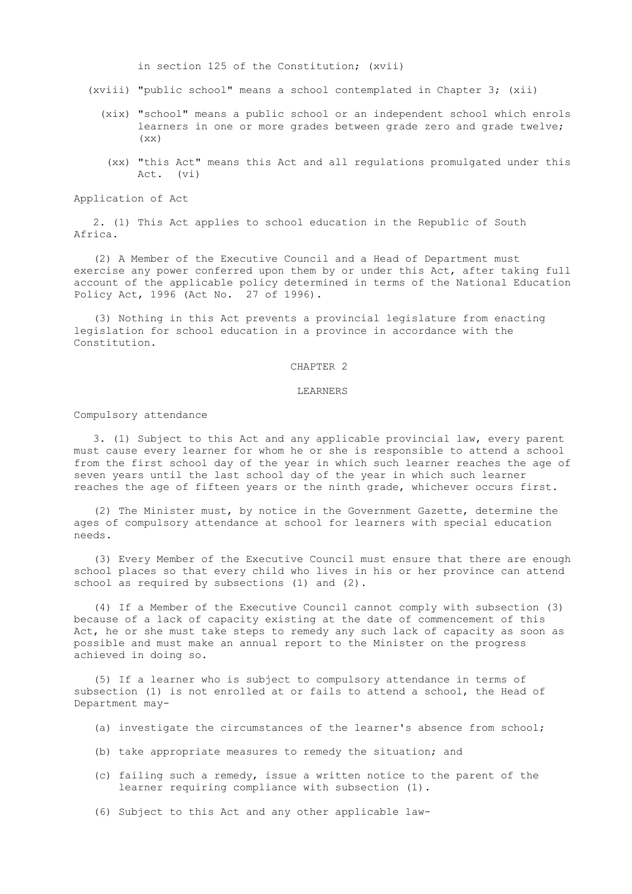in section 125 of the Constitution; (xvii)

(xviii) "public school" means a school contemplated in Chapter 3; (xii)

(xix) "school" means a public school or an independent school which enrols learners in one or more grades between grade zero and grade twelve; (xx)

(xx) "this Act" means this Act and all regulations promulgated under this Act. (vi)

Application of Act

2. (1) This Act applies to school education in the Republic of South Africa.

(2) A Member of the Executive Council and a Head of Department must exercise any power conferred upon them by or under this Act, after taking full account of the applicable policy determined in terms of the National Education Policy Act, 1996 (Act No. 27 of 1996).

(3) Nothing in this Act prevents a provincial legislature from enacting legislation for school education in a province in accordance with the Constitution.

## CHAPTER 2

## LEARNERS

Compulsory attendance

3. (1) Subject to this Act and any applicable provincial law, every parent must cause every learner for whom he or she is responsible to attend a school from the first school day of the year in which such learner reaches the age of seven years until the last school day of the year in which such learner reaches the age of fifteen years or the ninth grade, whichever occurs first.

(2) The Minister must, by notice in the Government Gazette, determine the ages of compulsory attendance at school for learners with special education needs.

(3) Every Member of the Executive Council must ensure that there are enough school places so that every child who lives in his or her province can attend school as required by subsections (1) and (2).

(4) If a Member of the Executive Council cannot comply with subsection (3) because of a lack of capacity existing at the date of commencement of this Act, he or she must take steps to remedy any such lack of capacity as soon as possible and must make an annual report to the Minister on the progress achieved in doing so.

(5) If a learner who is subject to compulsory attendance in terms of subsection (1) is not enrolled at or fails to attend a school, the Head of Department may-

(a) investigate the circumstances of the learner's absence from school;

(b) take appropriate measures to remedy the situation; and

(c) failing such a remedy, issue a written notice to the parent of the learner requiring compliance with subsection (1).

(6) Subject to this Act and any other applicable law-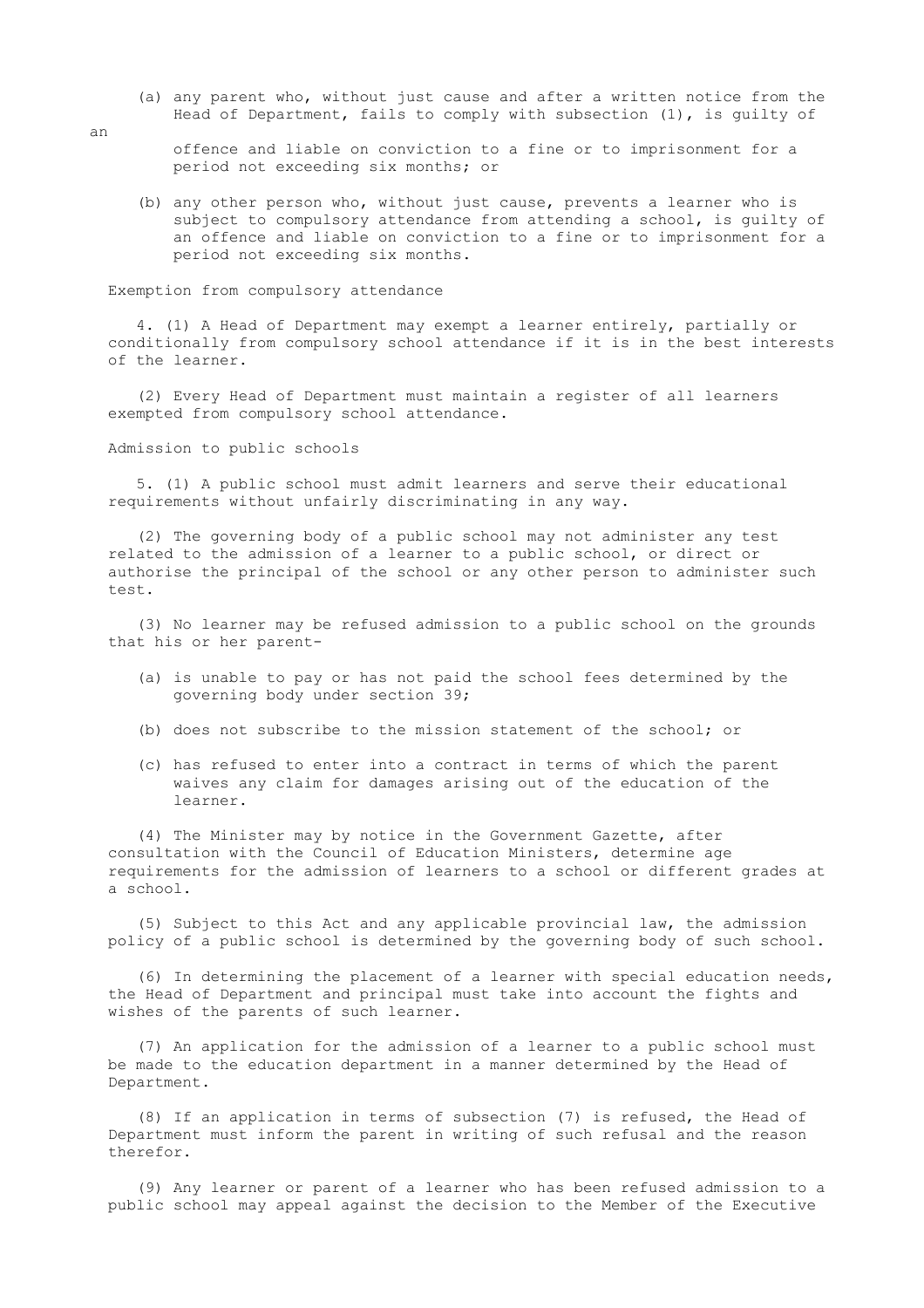(a) any parent who, without just cause and after a written notice from the Head of Department, fails to comply with subsection (1), is guilty of an offence and liable on conviction to a fine or to imprisonment for a period not exceeding six months; or

(b) any other person who, without just cause, prevents a learner who is subject to compulsory attendance from attending a school, is guilty of an offence and liable on conviction to a fine or to imprisonment for a period not exceeding six months.

Exemption from compulsory attendance

4. (1) A Head of Department may exempt a learner entirely, partially or conditionally from compulsory school attendance if it is in the best interests of the learner.

(2) Every Head of Department must maintain a register of all learners exempted from compulsory school attendance.

Admission to public schools

5. (1) A public school must admit learners and serve their educational requirements without unfairly discriminating in any way.

(2) The governing body of a public school may not administer any test related to the admission of a learner to a public school, or direct or authorise the principal of the school or any other person to administer such test.

(3) No learner may be refused admission to a public school on the grounds that his or her parent-

(a) is unable to pay or has not paid the school fees determined by the governing body under section 39;

(b) does not subscribe to the mission statement of the school; or

(c) has refused to enter into a contract in terms of which the parent waives any claim for damages arising out of the education of the learner.

(4) The Minister may by notice in the Government Gazette, after consultation with the Council of Education Ministers, determine age requirements for the admission of learners to a school or different grades at a school.

(5) Subject to this Act and any applicable provincial law, the admission policy of a public school is determined by the governing body of such school.

(6) In determining the placement of a learner with special education needs, the Head of Department and principal must take into account the fights and wishes of the parents of such learner.

(7) An application for the admission of a learner to a public school must be made to the education department in a manner determined by the Head of Department.

(8) If an application in terms of subsection (7) is refused, the Head of Department must inform the parent in writing of such refusal and the reason therefor.

(9) Any learner or parent of a learner who has been refused admission to a public school may appeal against the decision to the Member of the Executive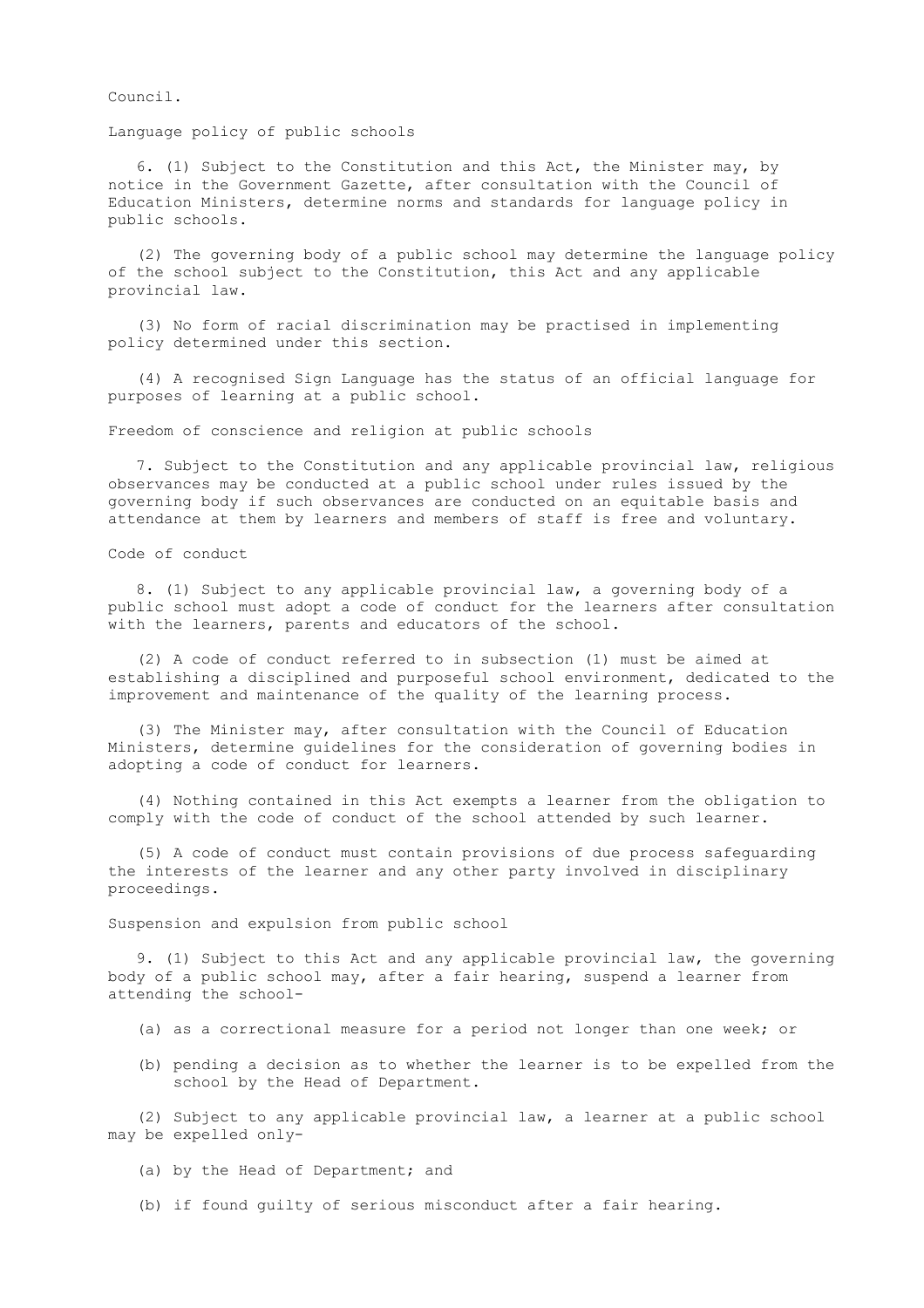Council.

### Language policy of public schools

6. (1) Subject to the Constitution and this Act, the Minister may, by notice in the Government Gazette, after consultation with the Council of Education Ministers, determine norms and standards for language policy in public schools.

(2) The governing body of a public school may determine the language policy of the school subject to the Constitution, this Act and any applicable provincial law.

(3) No form of racial discrimination may be practised in implementing policy determined under this section.

(4) A recognised Sign Language has the status of an official language for purposes of learning at a public school.

### Freedom of conscience and religion at public schools

7. Subject to the Constitution and any applicable provincial law, religious observances may be conducted at a public school under rules issued by the governing body if such observances are conducted on an equitable basis and attendance at them by learners and members of staff is free and voluntary.

### Code of conduct

8. (1) Subject to any applicable provincial law, a governing body of a public school must adopt a code of conduct for the learners after consultation with the learners, parents and educators of the school.

(2) A code of conduct referred to in subsection (1) must be aimed at establishing a disciplined and purposeful school environment, dedicated to the improvement and maintenance of the quality of the learning process.

(3) The Minister may, after consultation with the Council of Education Ministers, determine guidelines for the consideration of governing bodies in adopting a code of conduct for learners.

(4) Nothing contained in this Act exempts a learner from the obligation to comply with the code of conduct of the school attended by such learner.

(5) A code of conduct must contain provisions of due process safeguarding the interests of the learner and any other party involved in disciplinary proceedings.

### Suspension and expulsion from public school

9. (1) Subject to this Act and any applicable provincial law, the governing body of a public school may, after a fair hearing, suspend a learner from attending the school-

(a) as a correctional measure for a period not longer than one week; or

(b) pending a decision as to whether the learner is to be expelled from the school by the Head of Department.

(2) Subject to any applicable provincial law, a learner at a public school may be expelled only-

(a) by the Head of Department; and

(b) if found guilty of serious misconduct after a fair hearing.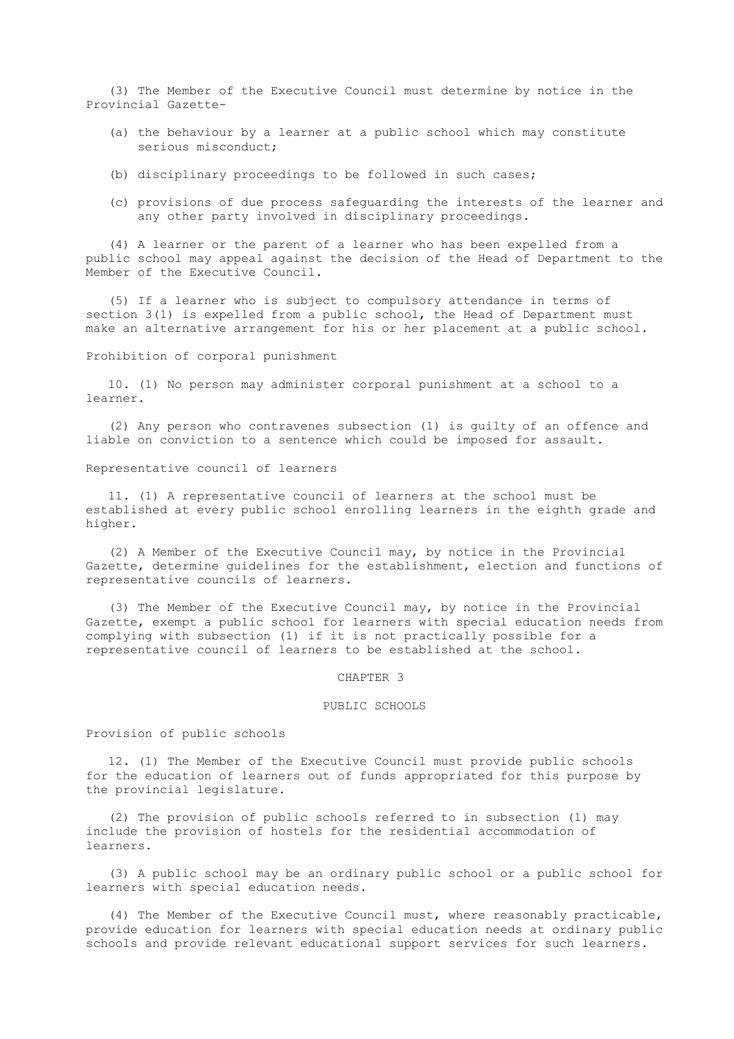(3) The Member of the Executive Council must determine by notice in the Provincial Gazette-

(a) the behaviour by a learner at a public school which may constitute serious misconduct;

(b) disciplinary proceedings to be followed in such cases;

(c) provisions of due process safeguarding the interests of the learner and any other party involved in disciplinary proceedings.

(4) A learner or the parent of a learner who has been expelled from a public school may appeal against the decision of the Head of Department to the Member of the Executive Council.

(5) If a learner who is subject to compulsory attendance in terms of section 3(1) is expelled from a public school, the Head of Department must make an alternative arrangement for his or her placement at a public school.

Prohibition of corporal punishment

10. (1) No person may administer corporal punishment at a school to a learner.

(2) Any person who contravenes subsection (1) is guilty of an offence and liable on conviction to a sentence which could be imposed for assault.

Representative council of learners

11. (1) A representative council of learners at the school must be established at every public school enrolling learners in the eighth grade and higher.

(2) A Member of the Executive Council may, by notice in the Provincial Gazette, determine guidelines for the establishment, election and functions of representative councils of learners.

(3) The Member of the Executive Council may, by notice in the Provincial Gazette, exempt a public school for learners with special education needs from complying with subsection (1) if it is not practically possible for a representative council of learners to be established at the school.

## CHAPTER 3

## PUBLIC SCHOOLS

Provision of public schools

12. (1) The Member of the Executive Council must provide public schools for the education of learners out of funds appropriated for this purpose by the provincial legislature.

(2) The provision of public schools referred to in subsection (1) may include the provision of hostels for the residential accommodation of learners.

(3) A public school may be an ordinary public school or a public school for learners with special education needs.

(4) The Member of the Executive Council must, where reasonably practicable, provide education for learners with special education needs at ordinary public schools and provide relevant educational support services for such learners.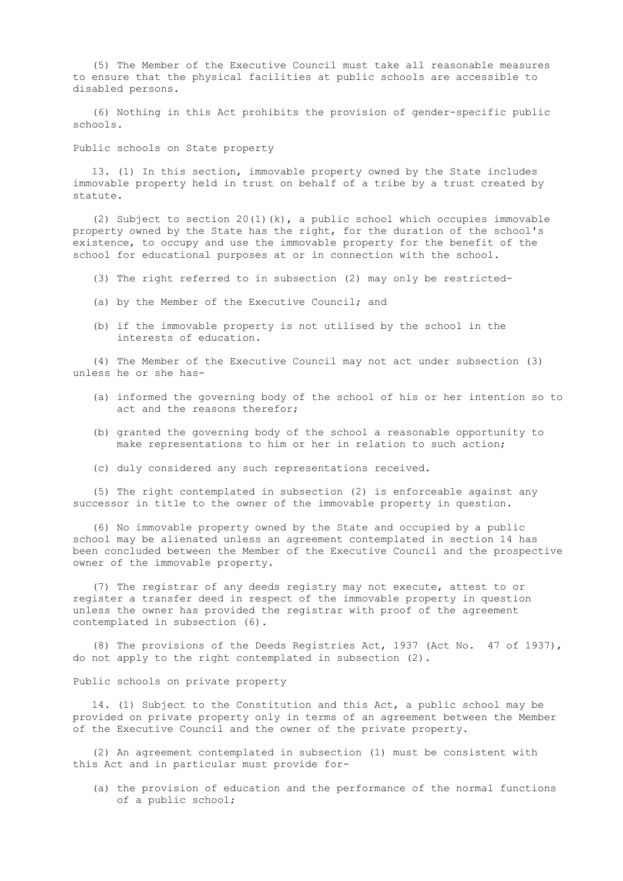(5) The Member of the Executive Council must take all reasonable measures to ensure that the physical facilities at public schools are accessible to disabled persons.

(6) Nothing in this Act prohibits the provision of gender-specific public schools.

### Public schools on State property

13. (1) In this section, immovable property owned by the State includes immovable property held in trust on behalf of a tribe by a trust created by statute.

(2) Subject to section 20(1)(k), a public school which occupies immovable property owned by the State has the right, for the duration of the school's existence, to occupy and use the immovable property for the benefit of the school for educational purposes at or in connection with the school.

(3) The right referred to in subsection (2) may only be restricted-

(a) by the Member of the Executive Council; and

(b) if the immovable property is not utilised by the school in the interests of education.

(4) The Member of the Executive Council may not act under subsection (3) unless he or she has-

(a) informed the governing body of the school of his or her intention so to act and the reasons therefor;

(b) granted the governing body of the school a reasonable opportunity to make representations to him or her in relation to such action;

(c) duly considered any such representations received.

(5) The right contemplated in subsection (2) is enforceable against any successor in title to the owner of the immovable property in question.

(6) No immovable property owned by the State and occupied by a public school may be alienated unless an agreement contemplated in section 14 has been concluded between the Member of the Executive Council and the prospective owner of the immovable property.

(7) The registrar of any deeds registry may not execute, attest to or register a transfer deed in respect of the immovable property in question unless the owner has provided the registrar with proof of the agreement contemplated in subsection (6).

(8) The provisions of the Deeds Registries Act, 1937 (Act No. 47 of 1937), do not apply to the right contemplated in subsection (2).

### Public schools on private property

14. (1) Subject to the Constitution and this Act, a public school may be provided on private property only in terms of an agreement between the Member of the Executive Council and the owner of the private property.

(2) An agreement contemplated in subsection (1) must be consistent with this Act and in particular must provide for-

(a) the provision of education and the performance of the normal functions of a public school;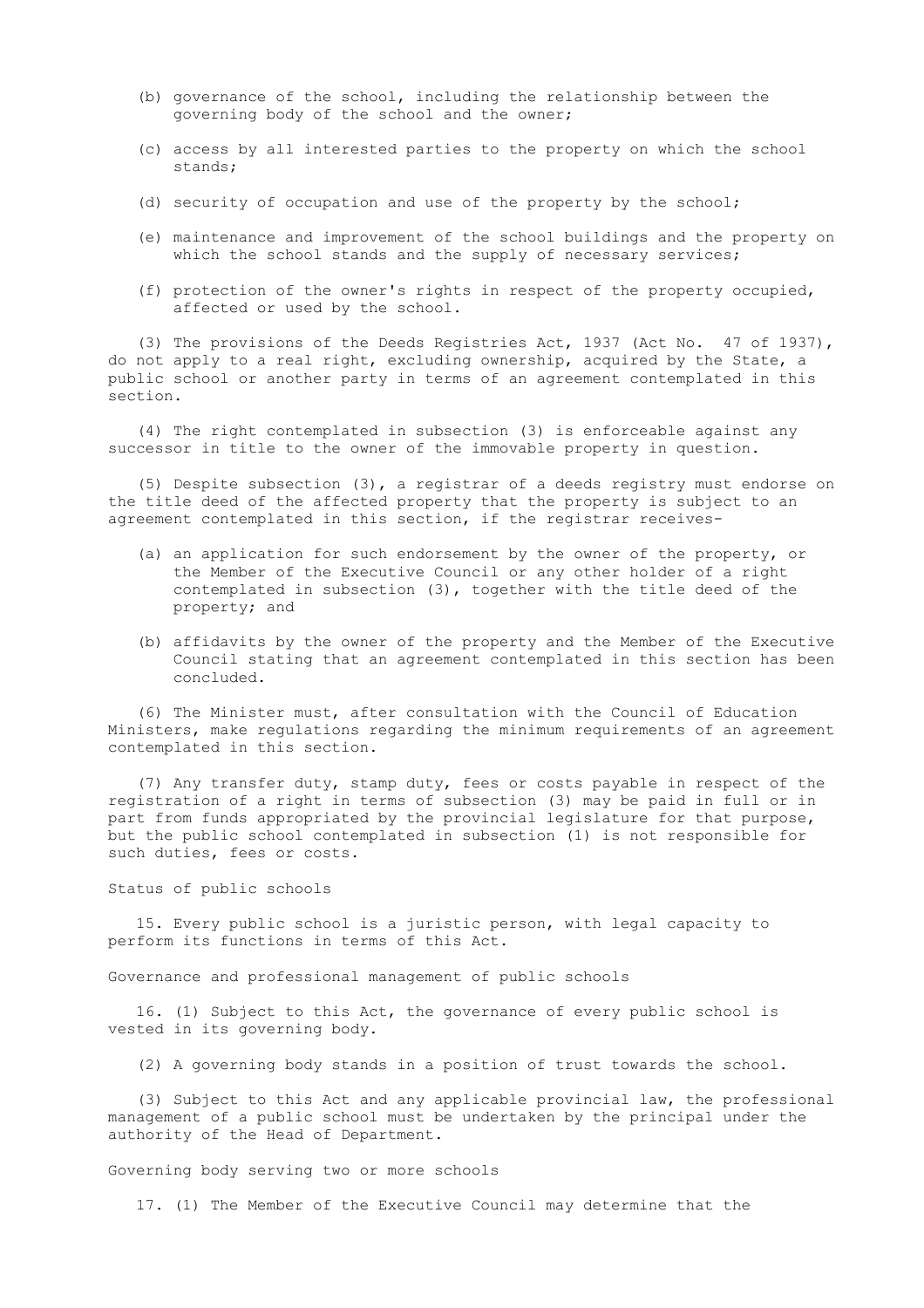(b) governance of the school, including the relationship between the governing body of the school and the owner;

(c) access by all interested parties to the property on which the school stands;

(d) security of occupation and use of the property by the school;

(e) maintenance and improvement of the school buildings and the property on which the school stands and the supply of necessary services;

(f) protection of the owner's rights in respect of the property occupied, affected or used by the school.

(3) The provisions of the Deeds Registries Act, 1937 (Act No. 47 of 1937), do not apply to a real right, excluding ownership, acquired by the State, a public school or another party in terms of an agreement contemplated in this section.

(4) The right contemplated in subsection (3) is enforceable against any successor in title to the owner of the immovable property in question.

(5) Despite subsection (3), a registrar of a deeds registry must endorse on the title deed of the affected property that the property is subject to an agreement contemplated in this section, if the registrar receives-

(a) an application for such endorsement by the owner of the property, or the Member of the Executive Council or any other holder of a right contemplated in subsection (3), together with the title deed of the property; and

(b) affidavits by the owner of the property and the Member of the Executive Council stating that an agreement contemplated in this section has been concluded.

(6) The Minister must, after consultation with the Council of Education Ministers, make regulations regarding the minimum requirements of an agreement contemplated in this section.

(7) Any transfer duty, stamp duty, fees or costs payable in respect of the registration of a right in terms of subsection (3) may be paid in full or in part from funds appropriated by the provincial legislature for that purpose, but the public school contemplated in subsection (1) is not responsible for such duties, fees or costs.

Status of public schools

15. Every public school is a juristic person, with legal capacity to perform its functions in terms of this Act.

Governance and professional management of public schools

16. (1) Subject to this Act, the governance of every public school is vested in its governing body.

(2) A governing body stands in a position of trust towards the school.

(3) Subject to this Act and any applicable provincial law, the professional management of a public school must be undertaken by the principal under the authority of the Head of Department.

Governing body serving two or more schools

17. (1) The Member of the Executive Council may determine that the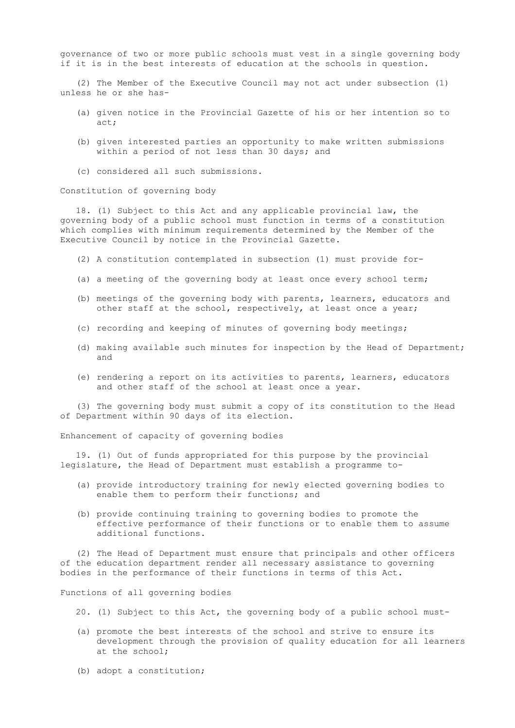governance of two or more public schools must vest in a single governing body if it is in the best interests of education at the schools in question.

(2) The Member of the Executive Council may not act under subsection (1) unless he or she has-

(a) given notice in the Provincial Gazette of his or her intention so to act;

(b) given interested parties an opportunity to make written submissions within a period of not less than 30 days; and

(c) considered all such submissions.

### Constitution of governing body

18. (1) Subject to this Act and any applicable provincial law, the governing body of a public school must function in terms of a constitution which complies with minimum requirements determined by the Member of the Executive Council by notice in the Provincial Gazette.

(2) A constitution contemplated in subsection (1) must provide for-

(a) a meeting of the governing body at least once every school term;

(b) meetings of the governing body with parents, learners, educators and other staff at the school, respectively, at least once a year;

(c) recording and keeping of minutes of governing body meetings;

(d) making available such minutes for inspection by the Head of Department; and

(e) rendering a report on its activities to parents, learners, educators and other staff of the school at least once a year.

(3) The governing body must submit a copy of its constitution to the Head of Department within 90 days of its election.

### Enhancement of capacity of governing bodies

19. (1) Out of funds appropriated for this purpose by the provincial legislature, the Head of Department must establish a programme to-

(a) provide introductory training for newly elected governing bodies to enable them to perform their functions; and

(b) provide continuing training to governing bodies to promote the effective performance of their functions or to enable them to assume additional functions.

(2) The Head of Department must ensure that principals and other officers of the education department render all necessary assistance to governing bodies in the performance of their functions in terms of this Act.

### Functions of all governing bodies

20. (1) Subject to this Act, the governing body of a public school must-

(a) promote the best interests of the school and strive to ensure its development through the provision of quality education for all learners at the school;

(b) adopt a constitution;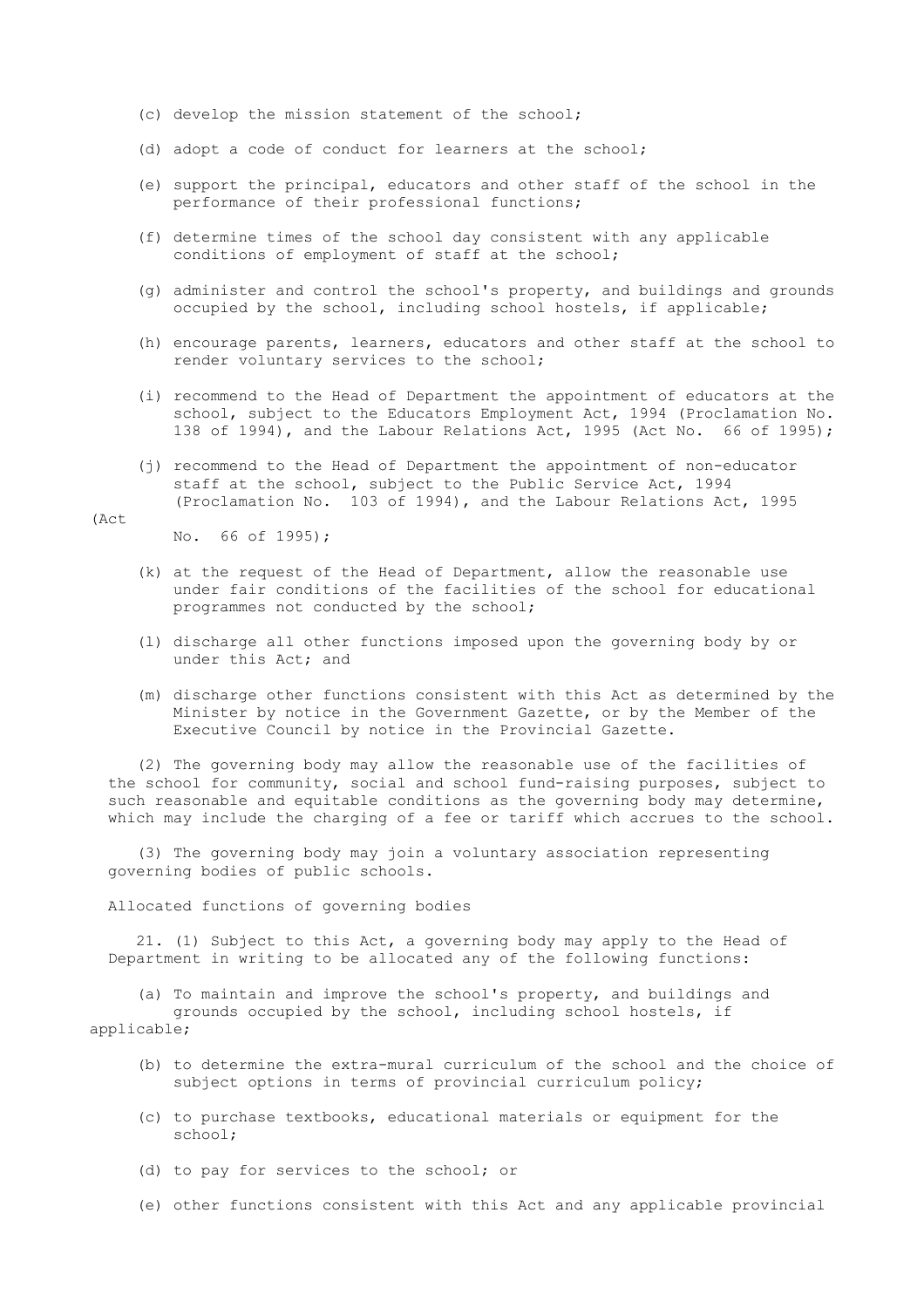(c) develop the mission statement of the school;

(d) adopt a code of conduct for learners at the school;

(e) support the principal, educators and other staff of the school in the performance of their professional functions;

(f) determine times of the school day consistent with any applicable conditions of employment of staff at the school;

(g) administer and control the school's property, and buildings and grounds occupied by the school, including school hostels, if applicable;

(h) encourage parents, learners, educators and other staff at the school to render voluntary services to the school;

(i) recommend to the Head of Department the appointment of educators at the school, subject to the Educators Employment Act, 1994 (Proclamation No. 138 of 1994), and the Labour Relations Act, 1995 (Act No. 66 of 1995);

(j) recommend to the Head of Department the appointment of non-educator staff at the school, subject to the Public Service Act, 1994 (Proclamation No. 103 of 1994), and the Labour Relations Act, 1995 (Act No. 66 of 1995);

(k) at the request of the Head of Department, allow the reasonable use under fair conditions of the facilities of the school for educational programmes not conducted by the school;

(l) discharge all other functions imposed upon the governing body by or under this Act; and

(m) discharge other functions consistent with this Act as determined by the Minister by notice in the Government Gazette, or by the Member of the Executive Council by notice in the Provincial Gazette.

(2) The governing body may allow the reasonable use of the facilities of the school for community, social and school fund-raising purposes, subject to such reasonable and equitable conditions as the governing body may determine, which may include the charging of a fee or tariff which accrues to the school.

(3) The governing body may join a voluntary association representing governing bodies of public schools.

Allocated functions of governing bodies

21. (1) Subject to this Act, a governing body may apply to the Head of Department in writing to be allocated any of the following functions:

(a) To maintain and improve the school's property, and buildings and grounds occupied by the school, including school hostels, if applicable;

(b) to determine the extra-mural curriculum of the school and the choice of subject options in terms of provincial curriculum policy;

(c) to purchase textbooks, educational materials or equipment for the school;

(d) to pay for services to the school; or

(e) other functions consistent with this Act and any applicable provincial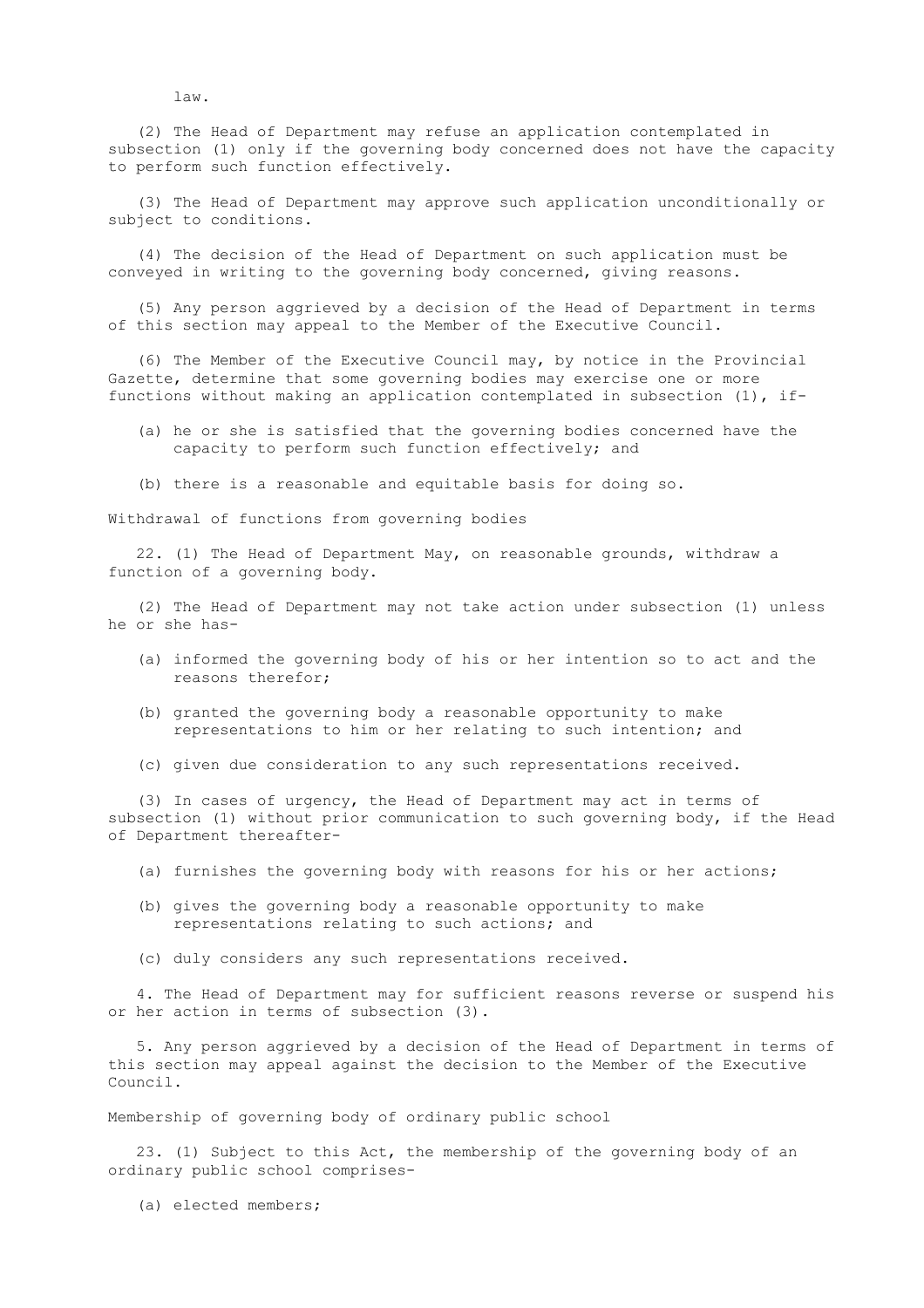law.

(2) The Head of Department may refuse an application contemplated in subsection (1) only if the governing body concerned does not have the capacity to perform such function effectively.

(3) The Head of Department may approve such application unconditionally or subject to conditions.

(4) The decision of the Head of Department on such application must be conveyed in writing to the governing body concerned, giving reasons.

(5) Any person aggrieved by a decision of the Head of Department in terms of this section may appeal to the Member of the Executive Council.

(6) The Member of the Executive Council may, by notice in the Provincial Gazette, determine that some governing bodies may exercise one or more functions without making an application contemplated in subsection (1), if-

(a) he or she is satisfied that the governing bodies concerned have the capacity to perform such function effectively; and

(b) there is a reasonable and equitable basis for doing so.

Withdrawal of functions from governing bodies

22. (1) The Head of Department May, on reasonable grounds, withdraw a function of a governing body.

(2) The Head of Department may not take action under subsection (1) unless he or she has-

(a) informed the governing body of his or her intention so to act and the reasons therefor;

(b) granted the governing body a reasonable opportunity to make representations to him or her relating to such intention; and

(c) given due consideration to any such representations received.

(3) In cases of urgency, the Head of Department may act in terms of subsection (1) without prior communication to such governing body, if the Head of Department thereafter-

(a) furnishes the governing body with reasons for his or her actions;

(b) gives the governing body a reasonable opportunity to make representations relating to such actions; and

(c) duly considers any such representations received.

4. The Head of Department may for sufficient reasons reverse or suspend his or her action in terms of subsection (3).

5. Any person aggrieved by a decision of the Head of Department in terms of this section may appeal against the decision to the Member of the Executive Council.

Membership of governing body of ordinary public school

23. (1) Subject to this Act, the membership of the governing body of an ordinary public school comprises-

(a) elected members;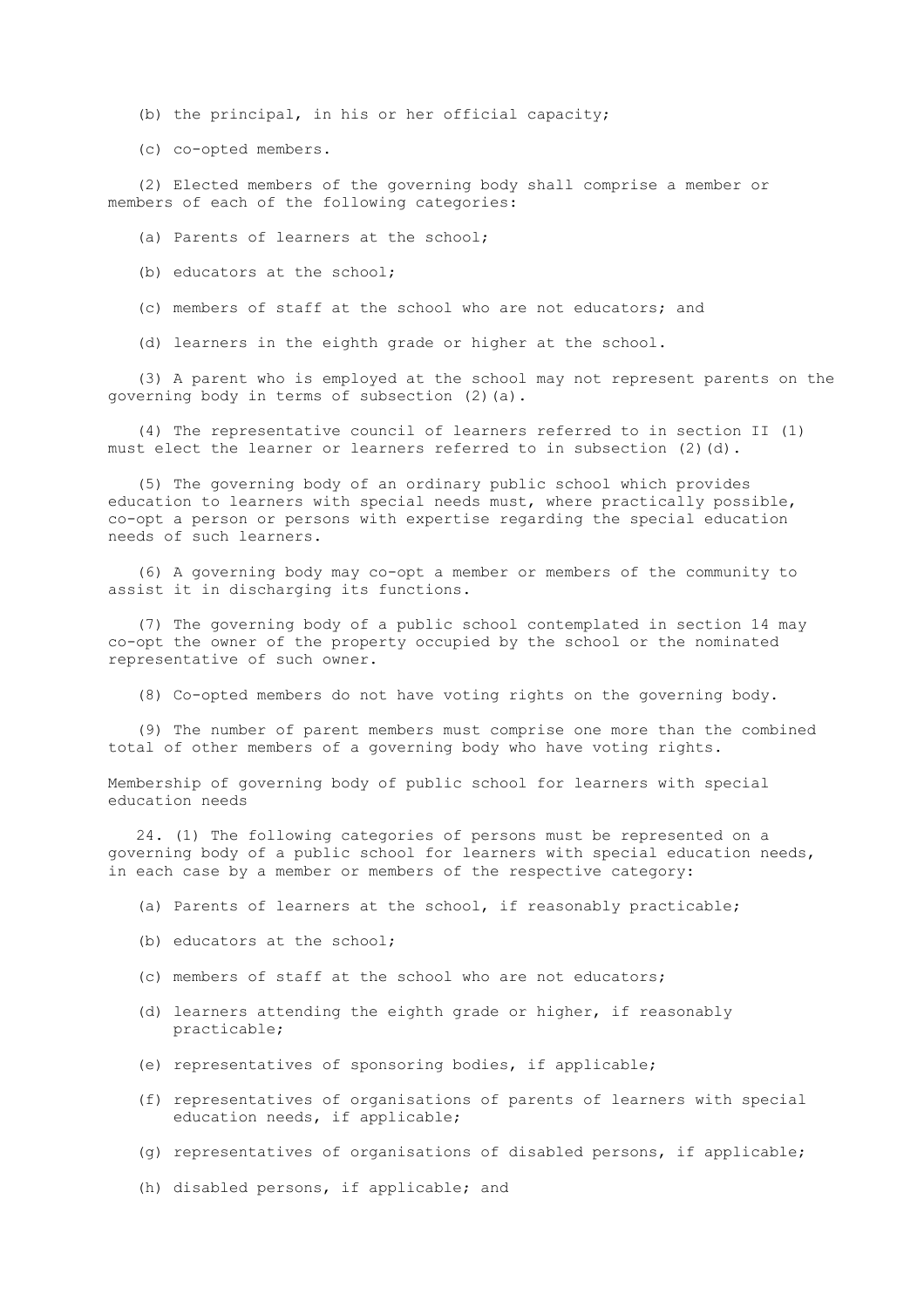(b) the principal, in his or her official capacity;

(c) co-opted members.

(2) Elected members of the governing body shall comprise a member or members of each of the following categories:

(a) Parents of learners at the school;

(b) educators at the school;

(c) members of staff at the school who are not educators; and

(d) learners in the eighth grade or higher at the school.

(3) A parent who is employed at the school may not represent parents on the governing body in terms of subsection (2)(a).

(4) The representative council of learners referred to in section II (1) must elect the learner or learners referred to in subsection (2)(d).

(5) The governing body of an ordinary public school which provides education to learners with special needs must, where practically possible, co-opt a person or persons with expertise regarding the special education needs of such learners.

(6) A governing body may co-opt a member or members of the community to assist it in discharging its functions.

(7) The governing body of a public school contemplated in section 14 may co-opt the owner of the property occupied by the school or the nominated representative of such owner.

(8) Co-opted members do not have voting rights on the governing body.

(9) The number of parent members must comprise one more than the combined total of other members of a governing body who have voting rights.

Membership of governing body of public school for learners with special education needs

24. (1) The following categories of persons must be represented on a governing body of a public school for learners with special education needs, in each case by a member or members of the respective category:

(a) Parents of learners at the school, if reasonably practicable;

(b) educators at the school;

(c) members of staff at the school who are not educators;

(d) learners attending the eighth grade or higher, if reasonably practicable;

(e) representatives of sponsoring bodies, if applicable;

(f) representatives of organisations of parents of learners with special education needs, if applicable;

(g) representatives of organisations of disabled persons, if applicable;

(h) disabled persons, if applicable; and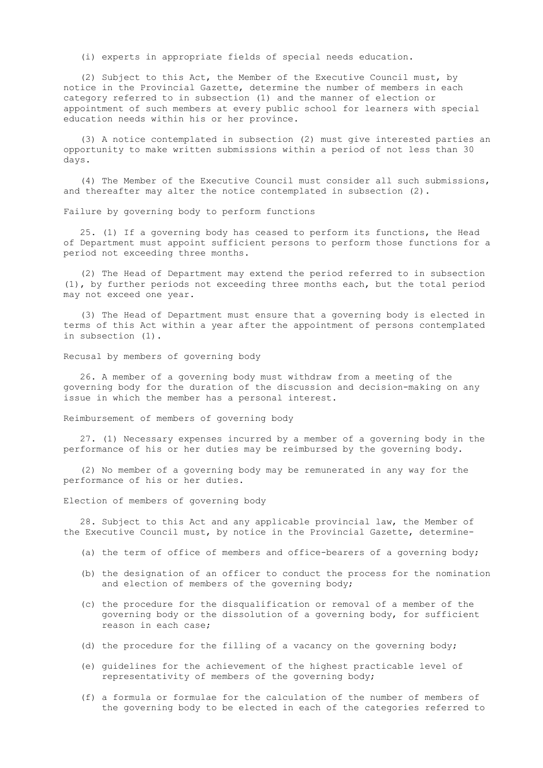(i) experts in appropriate fields of special needs education.

(2) Subject to this Act, the Member of the Executive Council must, by notice in the Provincial Gazette, determine the number of members in each category referred to in subsection (1) and the manner of election or appointment of such members at every public school for learners with special education needs within his or her province.

(3) A notice contemplated in subsection (2) must give interested parties an opportunity to make written submissions within a period of not less than 30 days.

(4) The Member of the Executive Council must consider all such submissions, and thereafter may alter the notice contemplated in subsection (2).

### Failure by governing body to perform functions

25. (1) If a governing body has ceased to perform its functions, the Head of Department must appoint sufficient persons to perform those functions for a period not exceeding three months.

(2) The Head of Department may extend the period referred to in subsection (1), by further periods not exceeding three months each, but the total period may not exceed one year.

(3) The Head of Department must ensure that a governing body is elected in terms of this Act within a year after the appointment of persons contemplated in subsection (1).

### Recusal by members of governing body

26. A member of a governing body must withdraw from a meeting of the governing body for the duration of the discussion and decision-making on any issue in which the member has a personal interest.

### Reimbursement of members of governing body

27. (1) Necessary expenses incurred by a member of a governing body in the performance of his or her duties may be reimbursed by the governing body.

(2) No member of a governing body may be remunerated in any way for the performance of his or her duties.

### Election of members of governing body

28. Subject to this Act and any applicable provincial law, the Member of the Executive Council must, by notice in the Provincial Gazette, determine-

(a) the term of office of members and office-bearers of a governing body;

(b) the designation of an officer to conduct the process for the nomination and election of members of the governing body;

(c) the procedure for the disqualification or removal of a member of the governing body or the dissolution of a governing body, for sufficient reason in each case;

(d) the procedure for the filling of a vacancy on the governing body;

(e) guidelines for the achievement of the highest practicable level of representativity of members of the governing body;

(f) a formula or formulae for the calculation of the number of members of the governing body to be elected in each of the categories referred to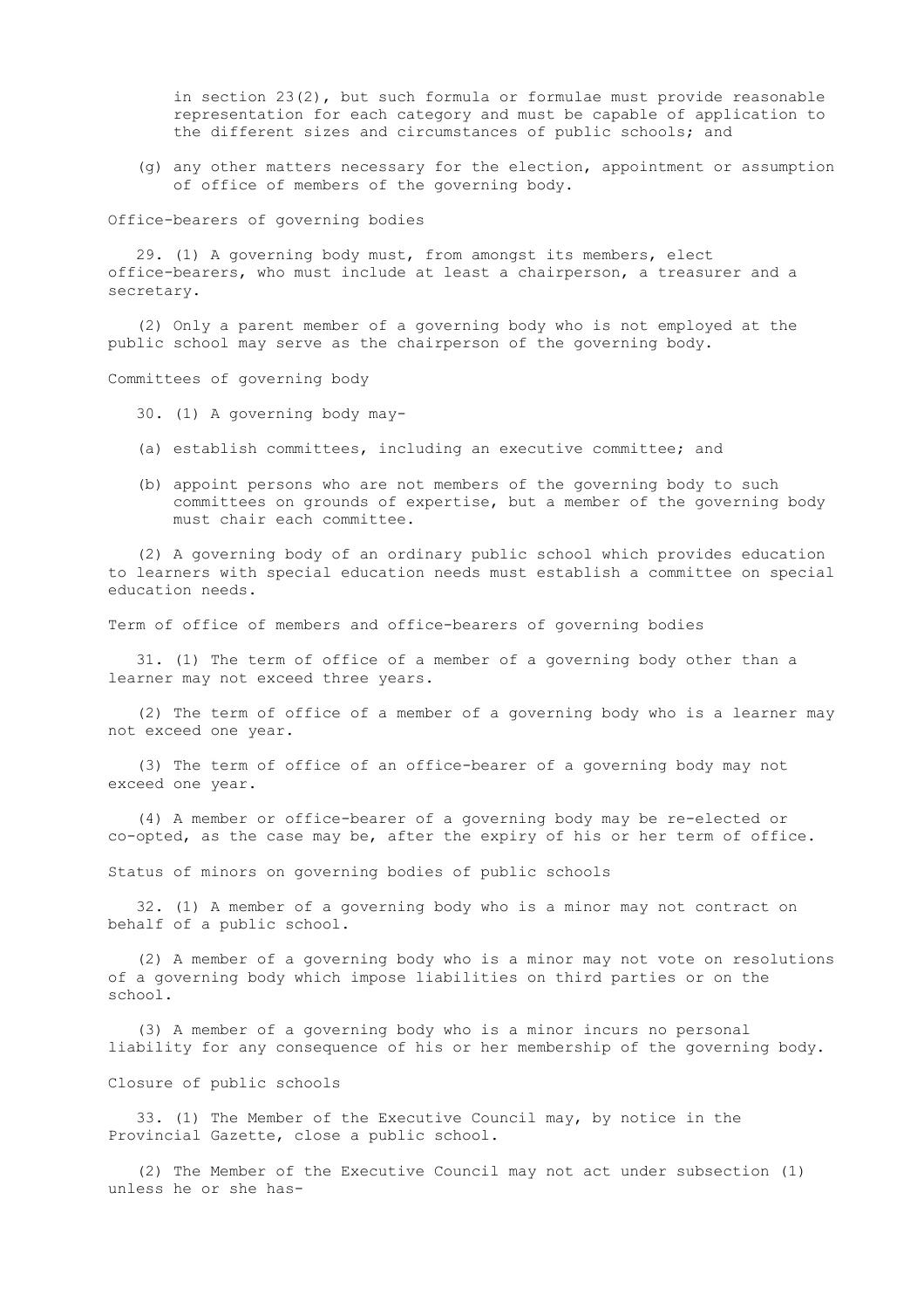in section 23(2), but such formula or formulae must provide reasonable representation for each category and must be capable of application to the different sizes and circumstances of public schools; and

(g) any other matters necessary for the election, appointment or assumption of office of members of the governing body.

### Office-bearers of governing bodies

29. (1) A governing body must, from amongst its members, elect office-bearers, who must include at least a chairperson, a treasurer and a secretary.

(2) Only a parent member of a governing body who is not employed at the public school may serve as the chairperson of the governing body.

### Committees of governing body

30. (1) A governing body may-

(a) establish committees, including an executive committee; and

(b) appoint persons who are not members of the governing body to such committees on grounds of expertise, but a member of the governing body must chair each committee.

(2) A governing body of an ordinary public school which provides education to learners with special education needs must establish a committee on special education needs.

### Term of office of members and office-bearers of governing bodies

31. (1) The term of office of a member of a governing body other than a learner may not exceed three years.

(2) The term of office of a member of a governing body who is a learner may not exceed one year.

(3) The term of office of an office-bearer of a governing body may not exceed one year.

(4) A member or office-bearer of a governing body may be re-elected or co-opted, as the case may be, after the expiry of his or her term of office.

### Status of minors on governing bodies of public schools

32. (1) A member of a governing body who is a minor may not contract on behalf of a public school.

(2) A member of a governing body who is a minor may not vote on resolutions of a governing body which impose liabilities on third parties or on the school.

(3) A member of a governing body who is a minor incurs no personal liability for any consequence of his or her membership of the governing body.

### Closure of public schools

33. (1) The Member of the Executive Council may, by notice in the Provincial Gazette, close a public school.

(2) The Member of the Executive Council may not act under subsection (1) unless he or she has-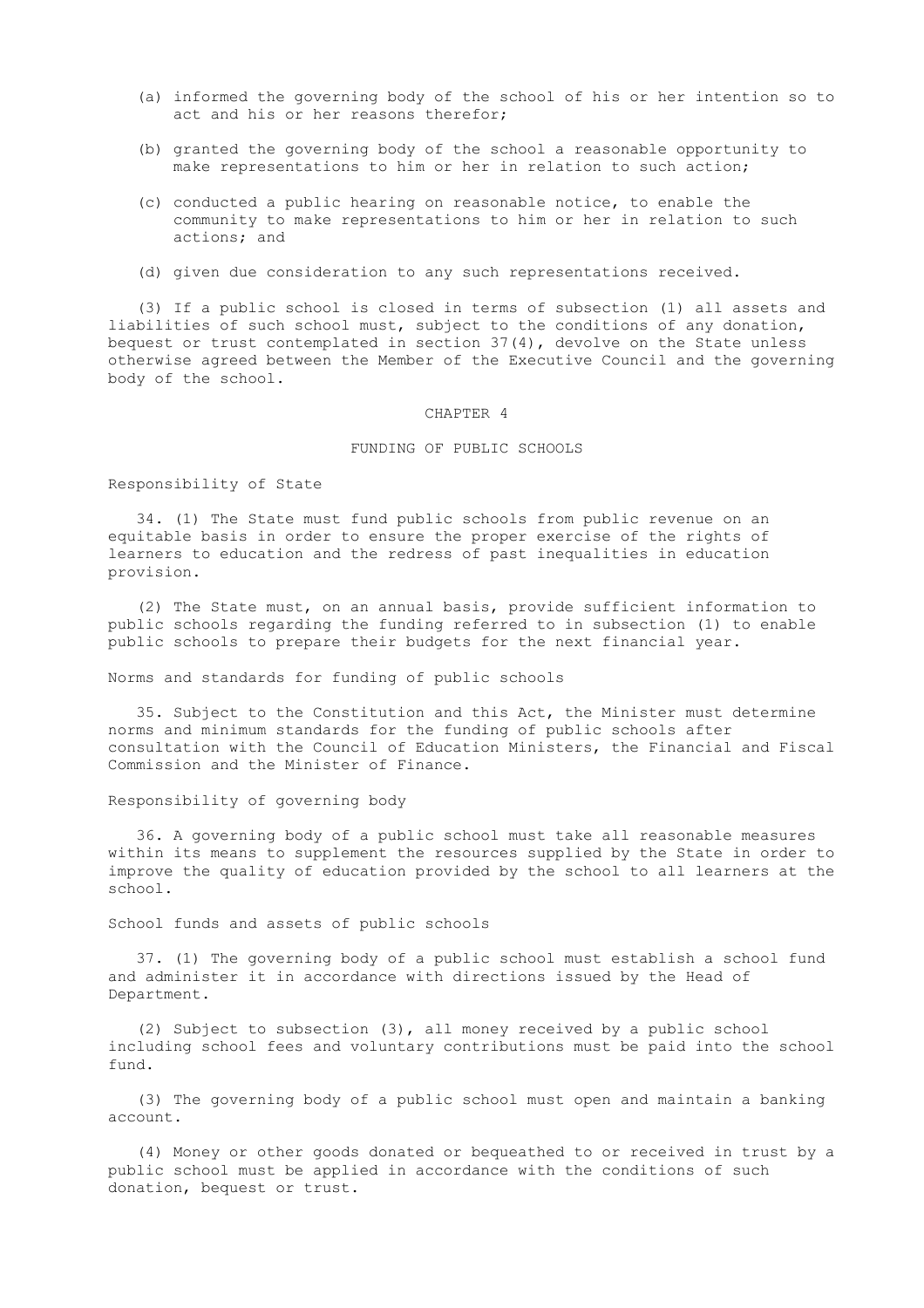(a) informed the governing body of the school of his or her intention so to act and his or her reasons therefor;

(b) granted the governing body of the school a reasonable opportunity to make representations to him or her in relation to such action;

(c) conducted a public hearing on reasonable notice, to enable the community to make representations to him or her in relation to such actions; and

(d) given due consideration to any such representations received.

(3) If a public school is closed in terms of subsection (1) all assets and liabilities of such school must, subject to the conditions of any donation, bequest or trust contemplated in section 37(4), devolve on the State unless otherwise agreed between the Member of the Executive Council and the governing body of the school.

## CHAPTER 4

## FUNDING OF PUBLIC SCHOOLS

### Responsibility of State

34. (1) The State must fund public schools from public revenue on an equitable basis in order to ensure the proper exercise of the rights of learners to education and the redress of past inequalities in education provision.

(2) The State must, on an annual basis, provide sufficient information to public schools regarding the funding referred to in subsection (1) to enable public schools to prepare their budgets for the next financial year.

### Norms and standards for funding of public schools

35. Subject to the Constitution and this Act, the Minister must determine norms and minimum standards for the funding of public schools after consultation with the Council of Education Ministers, the Financial and Fiscal Commission and the Minister of Finance.

### Responsibility of governing body

36. A governing body of a public school must take all reasonable measures within its means to supplement the resources supplied by the State in order to improve the quality of education provided by the school to all learners at the school.

### School funds and assets of public schools

37. (1) The governing body of a public school must establish a school fund and administer it in accordance with directions issued by the Head of Department.

(2) Subject to subsection (3), all money received by a public school including school fees and voluntary contributions must be paid into the school fund.

(3) The governing body of a public school must open and maintain a banking account.

(4) Money or other goods donated or bequeathed to or received in trust by a public school must be applied in accordance with the conditions of such donation, bequest or trust.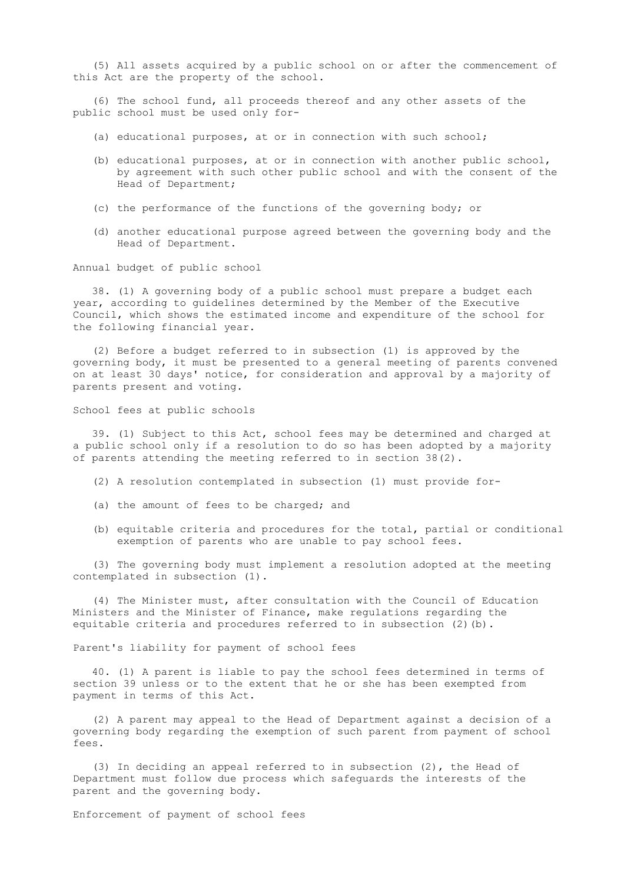(5) All assets acquired by a public school on or after the commencement of this Act are the property of the school.

(6) The school fund, all proceeds thereof and any other assets of the public school must be used only for-

(a) educational purposes, at or in connection with such school;

(b) educational purposes, at or in connection with another public school, by agreement with such other public school and with the consent of the Head of Department;

(c) the performance of the functions of the governing body; or

(d) another educational purpose agreed between the governing body and the Head of Department.

Annual budget of public school

38. (1) A governing body of a public school must prepare a budget each year, according to guidelines determined by the Member of the Executive Council, which shows the estimated income and expenditure of the school for the following financial year.

(2) Before a budget referred to in subsection (1) is approved by the governing body, it must be presented to a general meeting of parents convened on at least 30 days' notice, for consideration and approval by a majority of parents present and voting.

School fees at public schools

39. (1) Subject to this Act, school fees may be determined and charged at a public school only if a resolution to do so has been adopted by a majority of parents attending the meeting referred to in section 38(2).

(2) A resolution contemplated in subsection (1) must provide for-

(a) the amount of fees to be charged; and

(b) equitable criteria and procedures for the total, partial or conditional exemption of parents who are unable to pay school fees.

(3) The governing body must implement a resolution adopted at the meeting contemplated in subsection (1).

(4) The Minister must, after consultation with the Council of Education Ministers and the Minister of Finance, make regulations regarding the equitable criteria and procedures referred to in subsection (2)(b).

Parent's liability for payment of school fees

40. (1) A parent is liable to pay the school fees determined in terms of section 39 unless or to the extent that he or she has been exempted from payment in terms of this Act.

(2) A parent may appeal to the Head of Department against a decision of a governing body regarding the exemption of such parent from payment of school fees.

(3) In deciding an appeal referred to in subsection (2), the Head of Department must follow due process which safeguards the interests of the parent and the governing body.

Enforcement of payment of school fees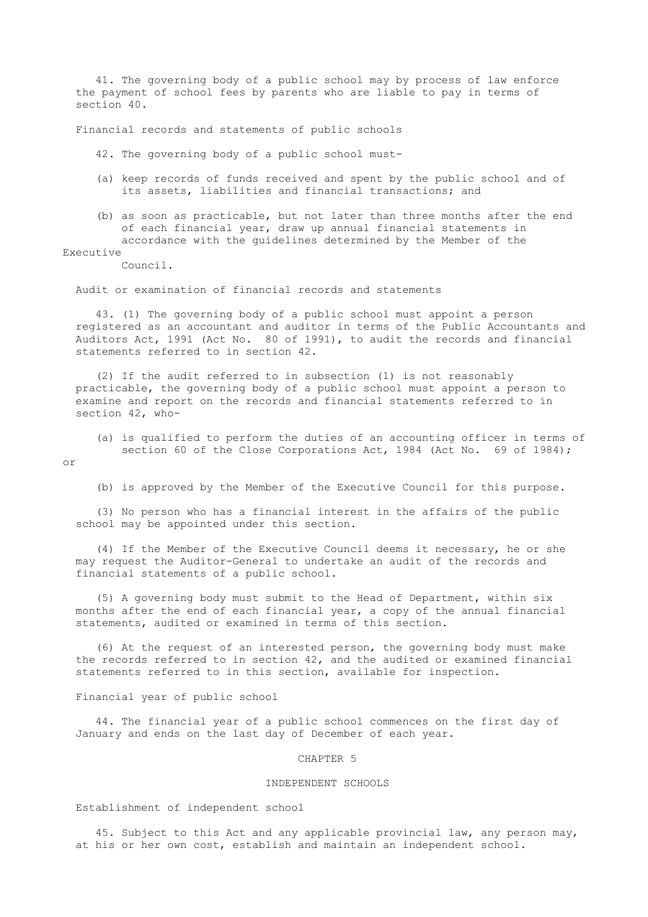41. The governing body of a public school may by process of law enforce the payment of school fees by parents who are liable to pay in terms of section 40.

Financial records and statements of public schools

42. The governing body of a public school must-

(a) keep records of funds received and spent by the public school and of its assets, liabilities and financial transactions; and

(b) as soon as practicable, but not later than three months after the end of each financial year, draw up annual financial statements in accordance with the guidelines determined by the Member of the Executive Council.

Audit or examination of financial records and statements

43. (1) The governing body of a public school must appoint a person registered as an accountant and auditor in terms of the Public Accountants and Auditors Act, 1991 (Act No. 80 of 1991), to audit the records and financial statements referred to in section 42.

(2) If the audit referred to in subsection (1) is not reasonably practicable, the governing body of a public school must appoint a person to examine and report on the records and financial statements referred to in section 42, who-

(a) is qualified to perform the duties of an accounting officer in terms of section 60 of the Close Corporations Act, 1984 (Act No. 69 of 1984); or

(b) is approved by the Member of the Executive Council for this purpose.

(3) No person who has a financial interest in the affairs of the public school may be appointed under this section.

(4) If the Member of the Executive Council deems it necessary, he or she may request the Auditor-General to undertake an audit of the records and financial statements of a public school.

(5) A governing body must submit to the Head of Department, within six months after the end of each financial year, a copy of the annual financial statements, audited or examined in terms of this section.

(6) At the request of an interested person, the governing body must make the records referred to in section 42, and the audited or examined financial statements referred to in this section, available for inspection.

Financial year of public school

44. The financial year of a public school commences on the first day of January and ends on the last day of December of each year.

## CHAPTER 5

## INDEPENDENT SCHOOLS

Establishment of independent school

45. Subject to this Act and any applicable provincial law, any person may, at his or her own cost, establish and maintain an independent school.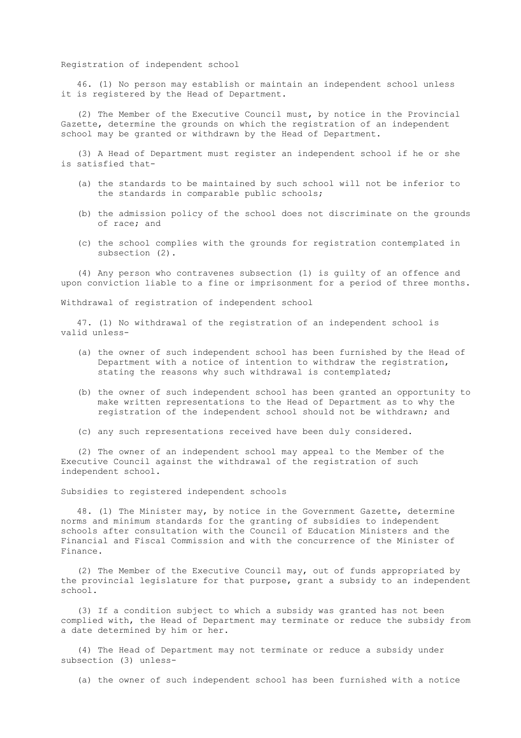### Registration of independent school

46. (1) No person may establish or maintain an independent school unless it is registered by the Head of Department.

(2) The Member of the Executive Council must, by notice in the Provincial Gazette, determine the grounds on which the registration of an independent school may be granted or withdrawn by the Head of Department.

(3) A Head of Department must register an independent school if he or she is satisfied that-

(a) the standards to be maintained by such school will not be inferior to the standards in comparable public schools;

(b) the admission policy of the school does not discriminate on the grounds of race; and

(c) the school complies with the grounds for registration contemplated in subsection (2).

(4) Any person who contravenes subsection (1) is guilty of an offence and upon conviction liable to a fine or imprisonment for a period of three months.

### Withdrawal of registration of independent school

47. (1) No withdrawal of the registration of an independent school is valid unless-

(a) the owner of such independent school has been furnished by the Head of Department with a notice of intention to withdraw the registration, stating the reasons why such withdrawal is contemplated;

(b) the owner of such independent school has been granted an opportunity to make written representations to the Head of Department as to why the registration of the independent school should not be withdrawn; and

(c) any such representations received have been duly considered.

(2) The owner of an independent school may appeal to the Member of the Executive Council against the withdrawal of the registration of such independent school.

### Subsidies to registered independent schools

48. (1) The Minister may, by notice in the Government Gazette, determine norms and minimum standards for the granting of subsidies to independent schools after consultation with the Council of Education Ministers and the Financial and Fiscal Commission and with the concurrence of the Minister of Finance.

(2) The Member of the Executive Council may, out of funds appropriated by the provincial legislature for that purpose, grant a subsidy to an independent school.

(3) If a condition subject to which a subsidy was granted has not been complied with, the Head of Department may terminate or reduce the subsidy from a date determined by him or her.

(4) The Head of Department may not terminate or reduce a subsidy under subsection (3) unless-

(a) the owner of such independent school has been furnished with a notice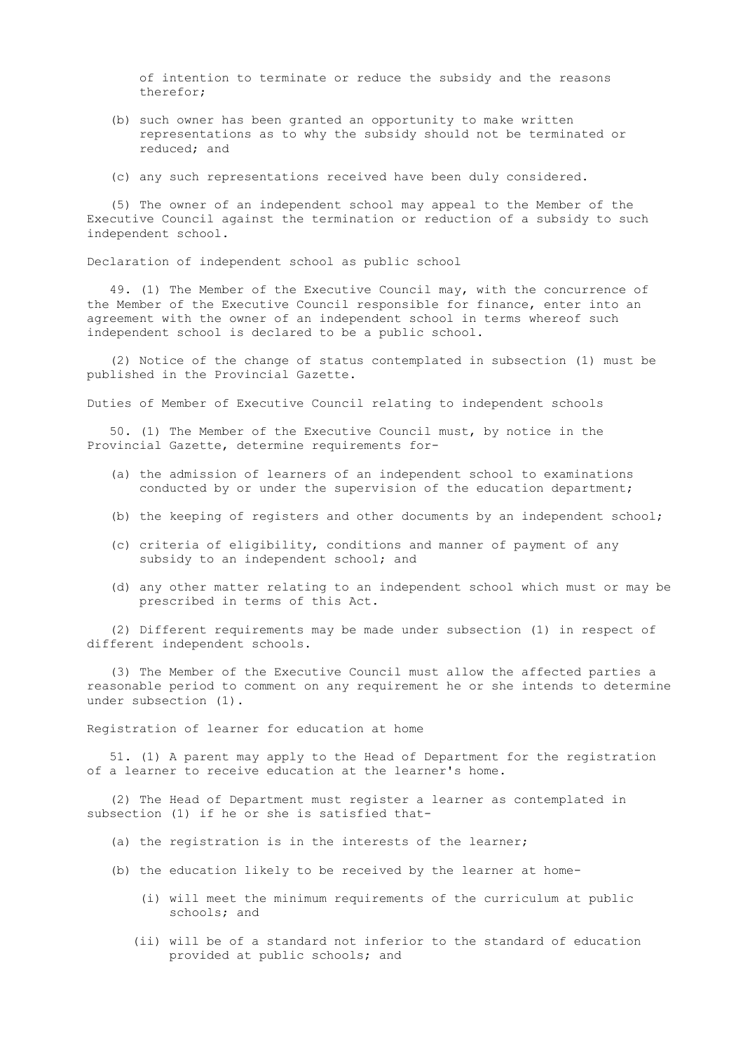of intention to terminate or reduce the subsidy and the reasons therefor;

(b) such owner has been granted an opportunity to make written representations as to why the subsidy should not be terminated or reduced; and

(c) any such representations received have been duly considered.

(5) The owner of an independent school may appeal to the Member of the Executive Council against the termination or reduction of a subsidy to such independent school.

### Declaration of independent school as public school

49. (1) The Member of the Executive Council may, with the concurrence of the Member of the Executive Council responsible for finance, enter into an agreement with the owner of an independent school in terms whereof such independent school is declared to be a public school.

(2) Notice of the change of status contemplated in subsection (1) must be published in the Provincial Gazette.

### Duties of Member of Executive Council relating to independent schools

50. (1) The Member of the Executive Council must, by notice in the Provincial Gazette, determine requirements for-

(a) the admission of learners of an independent school to examinations conducted by or under the supervision of the education department;

(b) the keeping of registers and other documents by an independent school;

(c) criteria of eligibility, conditions and manner of payment of any subsidy to an independent school; and

(d) any other matter relating to an independent school which must or may be prescribed in terms of this Act.

(2) Different requirements may be made under subsection (1) in respect of different independent schools.

(3) The Member of the Executive Council must allow the affected parties a reasonable period to comment on any requirement he or she intends to determine under subsection (1).

### Registration of learner for education at home

51. (1) A parent may apply to the Head of Department for the registration of a learner to receive education at the learner's home.

(2) The Head of Department must register a learner as contemplated in subsection (1) if he or she is satisfied that-

(a) the registration is in the interests of the learner;

(b) the education likely to be received by the learner at home-

(i) will meet the minimum requirements of the curriculum at public schools; and

(ii) will be of a standard not inferior to the standard of education provided at public schools; and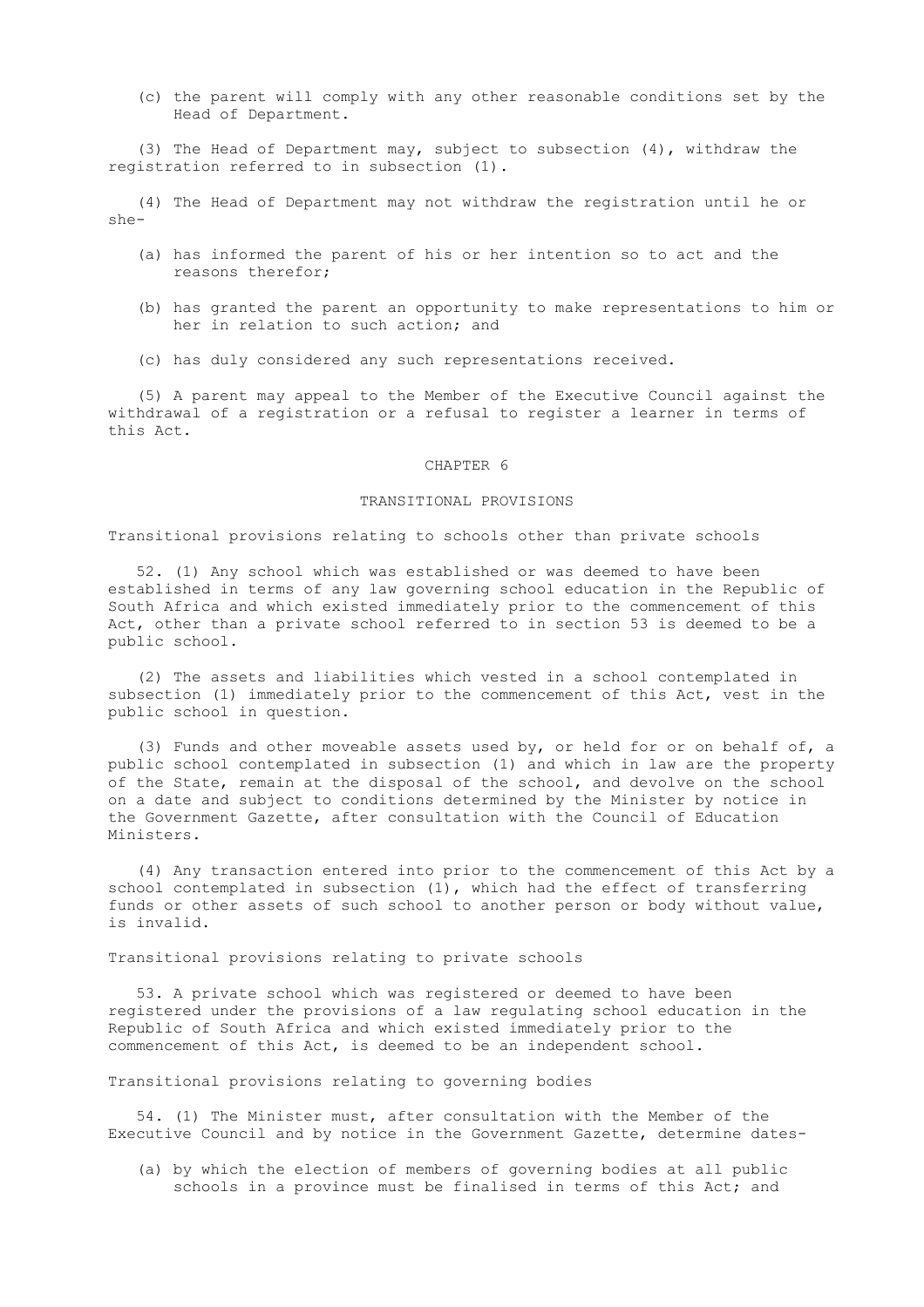(c) the parent will comply with any other reasonable conditions set by the Head of Department.

(3) The Head of Department may, subject to subsection (4), withdraw the registration referred to in subsection (1).

(4) The Head of Department may not withdraw the registration until he or she-

(a) has informed the parent of his or her intention so to act and the reasons therefor;

(b) has granted the parent an opportunity to make representations to him or her in relation to such action; and

(c) has duly considered any such representations received.

(5) A parent may appeal to the Member of the Executive Council against the withdrawal of a registration or a refusal to register a learner in terms of this Act.

## CHAPTER 6

## TRANSITIONAL PROVISIONS

### Transitional provisions relating to schools other than private schools

52. (1) Any school which was established or was deemed to have been established in terms of any law governing school education in the Republic of South Africa and which existed immediately prior to the commencement of this Act, other than a private school referred to in section 53 is deemed to be a public school.

(2) The assets and liabilities which vested in a school contemplated in subsection (1) immediately prior to the commencement of this Act, vest in the public school in question.

(3) Funds and other moveable assets used by, or held for or on behalf of, a public school contemplated in subsection (1) and which in law are the property of the State, remain at the disposal of the school, and devolve on the school on a date and subject to conditions determined by the Minister by notice in the Government Gazette, after consultation with the Council of Education Ministers.

(4) Any transaction entered into prior to the commencement of this Act by a school contemplated in subsection (1), which had the effect of transferring funds or other assets of such school to another person or body without value, is invalid.

### Transitional provisions relating to private schools

53. A private school which was registered or deemed to have been registered under the provisions of a law regulating school education in the Republic of South Africa and which existed immediately prior to the commencement of this Act, is deemed to be an independent school.

### Transitional provisions relating to governing bodies

54. (1) The Minister must, after consultation with the Member of the Executive Council and by notice in the Government Gazette, determine dates-

(a) by which the election of members of governing bodies at all public schools in a province must be finalised in terms of this Act; and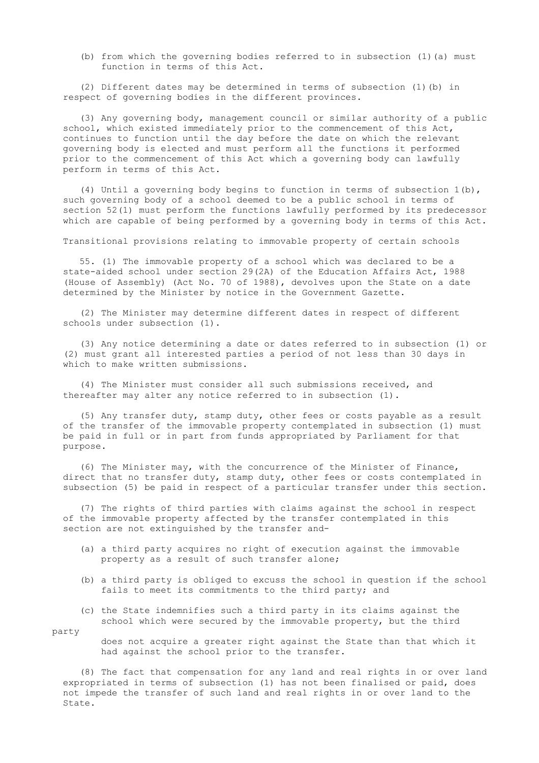(b) from which the governing bodies referred to in subsection (1)(a) must function in terms of this Act.

(2) Different dates may be determined in terms of subsection (1)(b) in respect of governing bodies in the different provinces.

(3) Any governing body, management council or similar authority of a public school, which existed immediately prior to the commencement of this Act, continues to function until the day before the date on which the relevant governing body is elected and must perform all the functions it performed prior to the commencement of this Act which a governing body can lawfully perform in terms of this Act.

(4) Until a governing body begins to function in terms of subsection 1(b), such governing body of a school deemed to be a public school in terms of section 52(1) must perform the functions lawfully performed by its predecessor which are capable of being performed by a governing body in terms of this Act.

Transitional provisions relating to immovable property of certain schools

55. (1) The immovable property of a school which was declared to be a state-aided school under section 29(2A) of the Education Affairs Act, 1988 (House of Assembly) (Act No. 70 of 1988), devolves upon the State on a date determined by the Minister by notice in the Government Gazette.

(2) The Minister may determine different dates in respect of different schools under subsection (1).

(3) Any notice determining a date or dates referred to in subsection (1) or (2) must grant all interested parties a period of not less than 30 days in which to make written submissions.

(4) The Minister must consider all such submissions received, and thereafter may alter any notice referred to in subsection (1).

(5) Any transfer duty, stamp duty, other fees or costs payable as a result of the transfer of the immovable property contemplated in subsection (1) must be paid in full or in part from funds appropriated by Parliament for that purpose.

(6) The Minister may, with the concurrence of the Minister of Finance, direct that no transfer duty, stamp duty, other fees or costs contemplated in subsection (5) be paid in respect of a particular transfer under this section.

(7) The rights of third parties with claims against the school in respect of the immovable property affected by the transfer contemplated in this section are not extinguished by the transfer and-

(a) a third party acquires no right of execution against the immovable property as a result of such transfer alone;

(b) a third party is obliged to excuss the school in question if the school fails to meet its commitments to the third party; and

(c) the State indemnifies such a third party in its claims against the school which were secured by the immovable property, but the third party does not acquire a greater right against the State than that which it had against the school prior to the transfer.

(8) The fact that compensation for any land and real rights in or over land expropriated in terms of subsection (1) has not been finalised or paid, does not impede the transfer of such land and real rights in or over land to the State.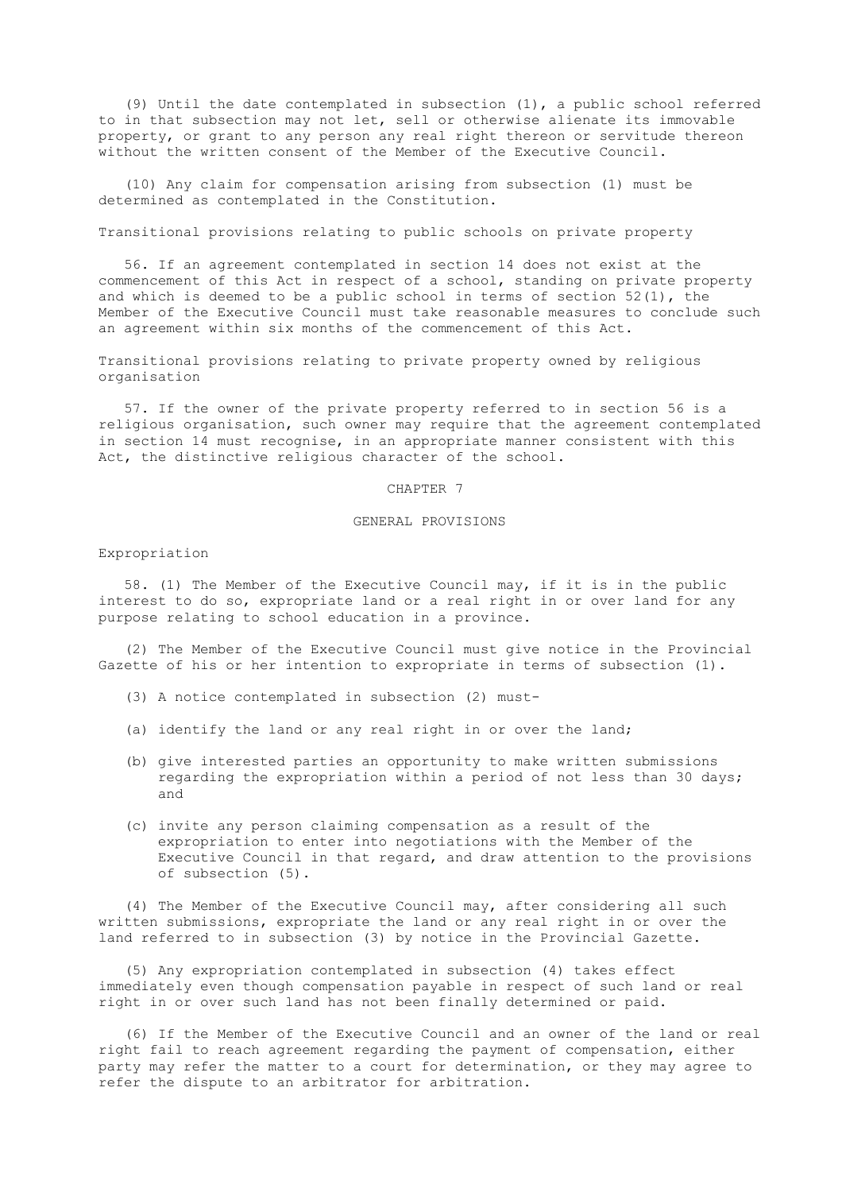(9) Until the date contemplated in subsection (1), a public school referred to in that subsection may not let, sell or otherwise alienate its immovable property, or grant to any person any real right thereon or servitude thereon without the written consent of the Member of the Executive Council.

(10) Any claim for compensation arising from subsection (1) must be determined as contemplated in the Constitution.

Transitional provisions relating to public schools on private property

56. If an agreement contemplated in section 14 does not exist at the commencement of this Act in respect of a school, standing on private property and which is deemed to be a public school in terms of section 52(1), the Member of the Executive Council must take reasonable measures to conclude such an agreement within six months of the commencement of this Act.

Transitional provisions relating to private property owned by religious organisation

57. If the owner of the private property referred to in section 56 is a religious organisation, such owner may require that the agreement contemplated in section 14 must recognise, in an appropriate manner consistent with this Act, the distinctive religious character of the school.

## CHAPTER 7

## GENERAL PROVISIONS

Expropriation

58. (1) The Member of the Executive Council may, if it is in the public interest to do so, expropriate land or a real right in or over land for any purpose relating to school education in a province.

(2) The Member of the Executive Council must give notice in the Provincial Gazette of his or her intention to expropriate in terms of subsection (1).

(3) A notice contemplated in subsection (2) must-

(a) identify the land or any real right in or over the land;

(b) give interested parties an opportunity to make written submissions regarding the expropriation within a period of not less than 30 days; and

(c) invite any person claiming compensation as a result of the expropriation to enter into negotiations with the Member of the Executive Council in that regard, and draw attention to the provisions of subsection (5).

(4) The Member of the Executive Council may, after considering all such written submissions, expropriate the land or any real right in or over the land referred to in subsection (3) by notice in the Provincial Gazette.

(5) Any expropriation contemplated in subsection (4) takes effect immediately even though compensation payable in respect of such land or real right in or over such land has not been finally determined or paid.

(6) If the Member of the Executive Council and an owner of the land or real right fail to reach agreement regarding the payment of compensation, either party may refer the matter to a court for determination, or they may agree to refer the dispute to an arbitrator for arbitration.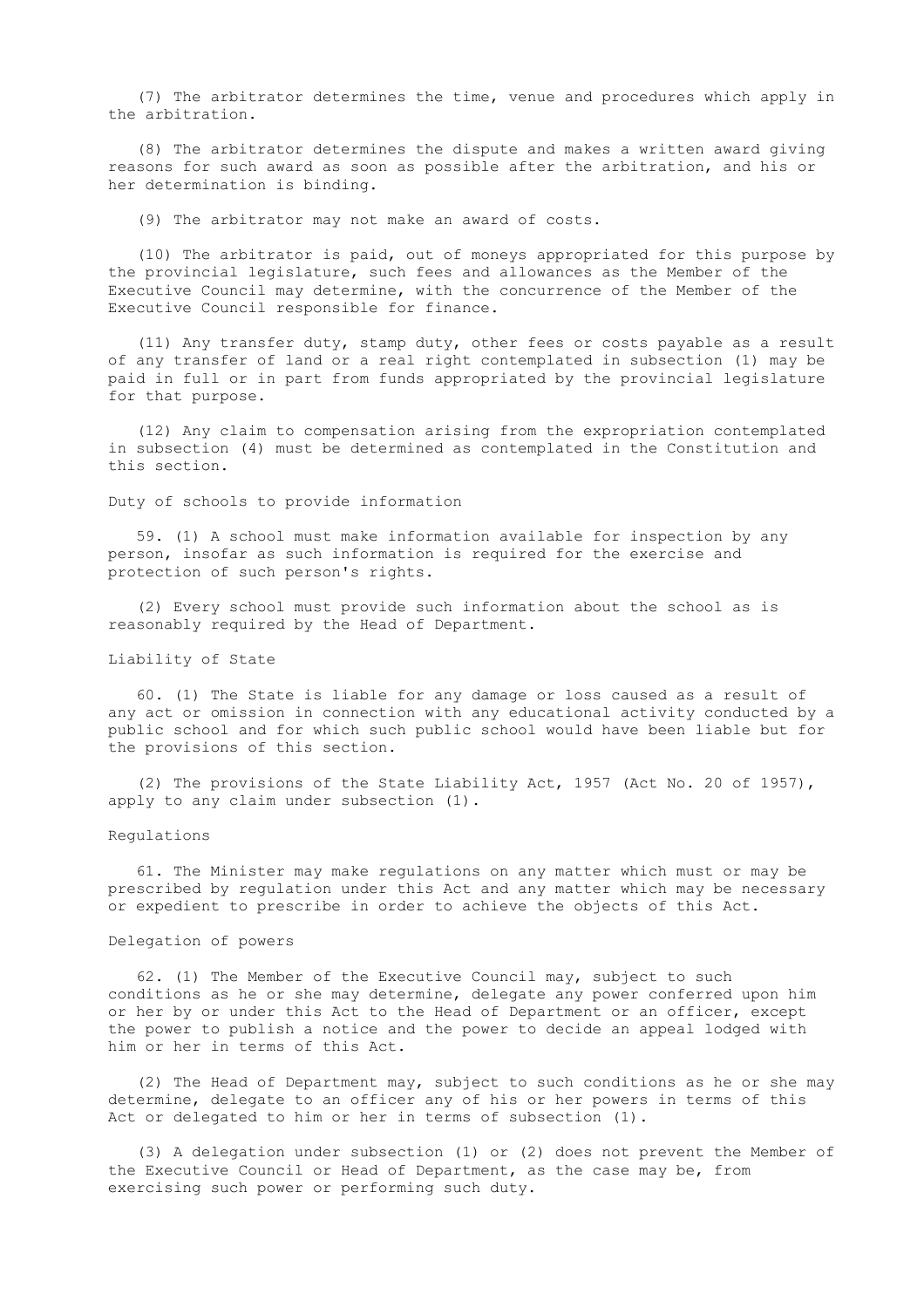(7) The arbitrator determines the time, venue and procedures which apply in the arbitration.

(8) The arbitrator determines the dispute and makes a written award giving reasons for such award as soon as possible after the arbitration, and his or her determination is binding.

(9) The arbitrator may not make an award of costs.

(10) The arbitrator is paid, out of moneys appropriated for this purpose by the provincial legislature, such fees and allowances as the Member of the Executive Council may determine, with the concurrence of the Member of the Executive Council responsible for finance.

(11) Any transfer duty, stamp duty, other fees or costs payable as a result of any transfer of land or a real right contemplated in subsection (1) may be paid in full or in part from funds appropriated by the provincial legislature for that purpose.

(12) Any claim to compensation arising from the expropriation contemplated in subsection (4) must be determined as contemplated in the Constitution and this section.

### Duty of schools to provide information

59. (1) A school must make information available for inspection by any person, insofar as such information is required for the exercise and protection of such person's rights.

(2) Every school must provide such information about the school as is reasonably required by the Head of Department.

### Liability of State

60. (1) The State is liable for any damage or loss caused as a result of any act or omission in connection with any educational activity conducted by a public school and for which such public school would have been liable but for the provisions of this section.

(2) The provisions of the State Liability Act, 1957 (Act No. 20 of 1957), apply to any claim under subsection (1).

### Regulations

61. The Minister may make regulations on any matter which must or may be prescribed by regulation under this Act and any matter which may be necessary or expedient to prescribe in order to achieve the objects of this Act.

### Delegation of powers

62. (1) The Member of the Executive Council may, subject to such conditions as he or she may determine, delegate any power conferred upon him or her by or under this Act to the Head of Department or an officer, except the power to publish a notice and the power to decide an appeal lodged with him or her in terms of this Act.

(2) The Head of Department may, subject to such conditions as he or she may determine, delegate to an officer any of his or her powers in terms of this Act or delegated to him or her in terms of subsection (1).

(3) A delegation under subsection (1) or (2) does not prevent the Member of the Executive Council or Head of Department, as the case may be, from exercising such power or performing such duty.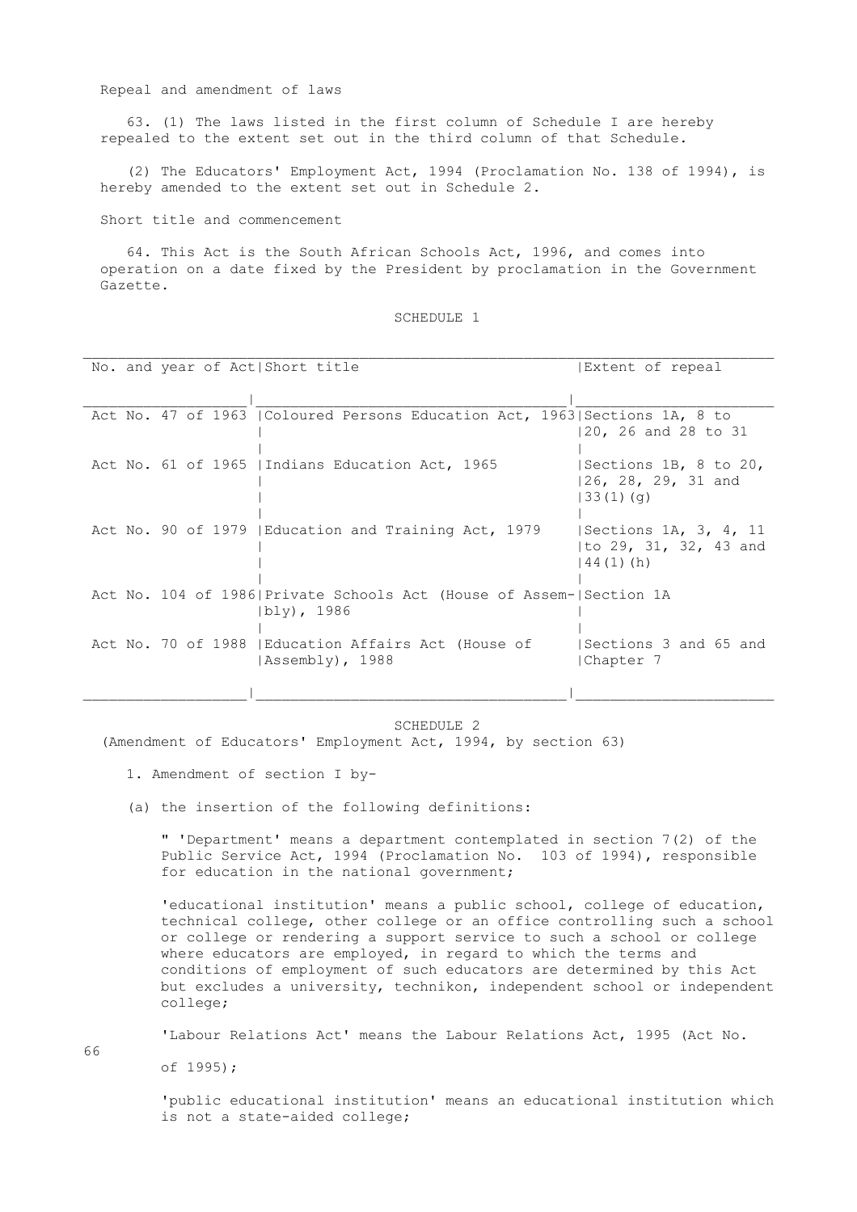Repeal and amendment of laws

63. (1) The laws listed in the first column of Schedule I are hereby repealed to the extent set out in the third column of that Schedule.

(2) The Educators' Employment Act, 1994 (Proclamation No. 138 of 1994), is hereby amended to the extent set out in Schedule 2.

Short title and commencement

64. This Act is the South African Schools Act, 1996, and comes into operation on a date fixed by the President by proclamation in the Government Gazette.

SCHEDULE 1

| No. and year of Act | Short title | Extent of repeal |
|---|---|---|
| Act No. 47 of 1963 | Coloured Persons Education Act, 1963 | Sections 1A, 8 to 20, 26 and 28 to 31 |
| Act No. 61 of 1965 | Indians Education Act, 1965 | Sections 1B, 8 to 20, 26, 28, 29, 31 and 33(1)(g) |
| Act No. 90 of 1979 | Education and Training Act, 1979 | Sections 1A, 3, 4, 11 to 29, 31, 32, 43 and 44(1)(h) |
| Act No. 104 of 1986 | Private Schools Act (House of Assembly), 1986 | Section 1A |
| Act No. 70 of 1988 | Education Affairs Act (House of Assembly), 1988 | Sections 3 and 65 and Chapter 7 |

SCHEDULE 2

(Amendment of Educators' Employment Act, 1994, by section 63)

1. Amendment of section I by-

(a) the insertion of the following definitions:

" 'Department' means a department contemplated in section 7(2) of the Public Service Act, 1994 (Proclamation No. 103 of 1994), responsible for education in the national government;

'educational institution' means a public school, college of education, technical college, other college or an office controlling such a school or college or rendering a support service to such a school or college where educators are employed, in regard to which the terms and conditions of employment of such educators are determined by this Act but excludes a university, technikon, independent school or independent college;

'Labour Relations Act' means the Labour Relations Act, 1995 (Act No. 66 of 1995);

'public educational institution' means an educational institution which is not a state-aided college;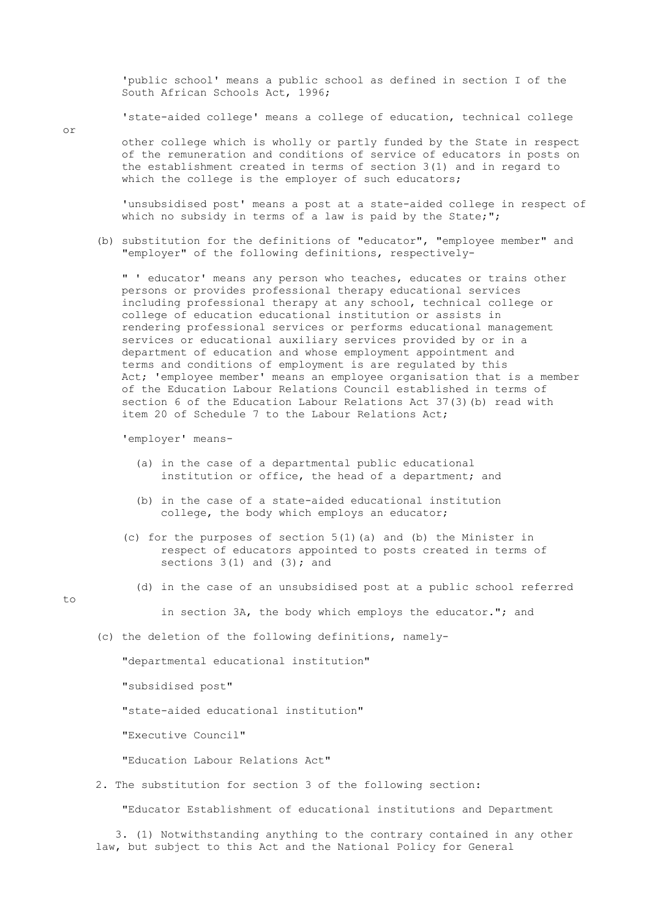'public school' means a public school as defined in section I of the South African Schools Act, 1996;

'state-aided college' means a college of education, technical college or other college which is wholly or partly funded by the State in respect of the remuneration and conditions of service of educators in posts on the establishment created in terms of section 3(1) and in regard to which the college is the employer of such educators;

'unsubsidised post' means a post at a state-aided college in respect of which no subsidy in terms of a law is paid by the State;";

(b) substitution for the definitions of "educator", "employee member" and "employer" of the following definitions, respectively-

" ' educator' means any person who teaches, educates or trains other persons or provides professional therapy educational services including professional therapy at any school, technical college or college of education educational institution or assists in rendering professional services or performs educational management services or educational auxiliary services provided by or in a department of education and whose employment appointment and terms and conditions of employment is are regulated by this Act; 'employee member' means an employee organisation that is a member of the Education Labour Relations Council established in terms of section 6 of the Education Labour Relations Act 37(3)(b) read with item 20 of Schedule 7 to the Labour Relations Act;

'employer' means-

(a) in the case of a departmental public educational institution or office, the head of a department; and

(b) in the case of a state-aided educational institution college, the body which employs an educator;

(c) for the purposes of section 5(1)(a) and (b) the Minister in respect of educators appointed to posts created in terms of sections 3(1) and (3); and

(d) in the case of an unsubsidised post at a public school referred to in section 3A, the body which employs the educator."; and

(c) the deletion of the following definitions, namely-

"departmental educational institution"

"subsidised post"

"state-aided educational institution"

"Executive Council"

"Education Labour Relations Act"

2. The substitution for section 3 of the following section:

"Educator Establishment of educational institutions and Department

3. (1) Notwithstanding anything to the contrary contained in any other law, but subject to this Act and the National Policy for General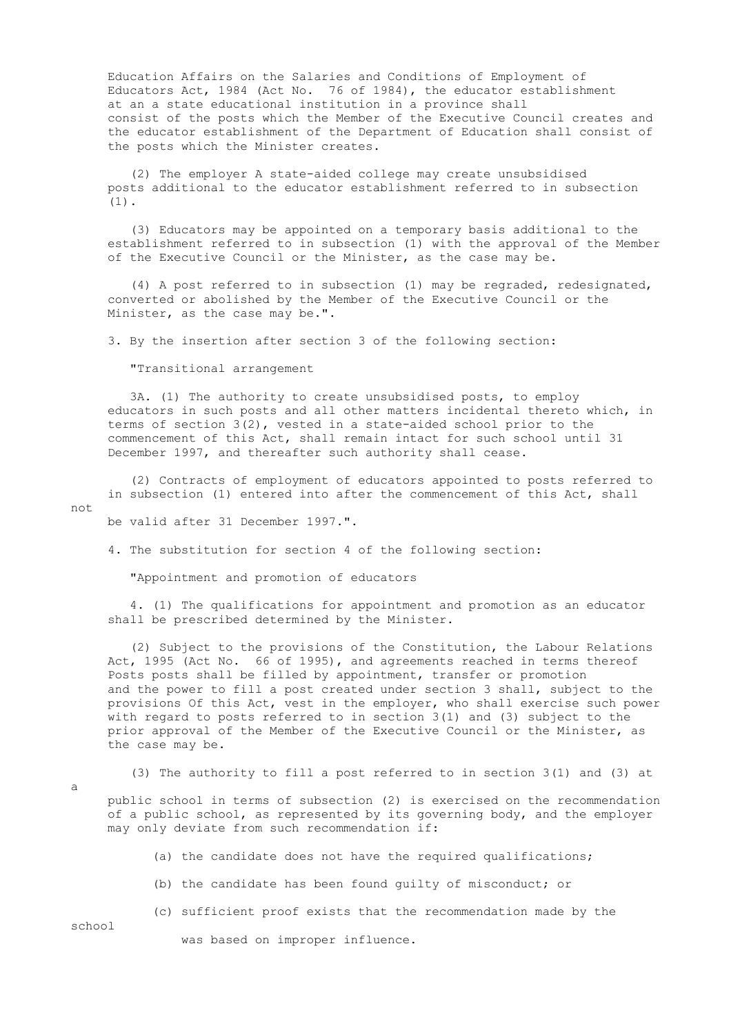Education Affairs on the Salaries and Conditions of Employment of Educators Act, 1984 (Act No. 76 of 1984), the educator establishment at an a state educational institution in a province shall consist of the posts which the Member of the Executive Council creates and the educator establishment of the Department of Education shall consist of the posts which the Minister creates.

(2) The employer A state-aided college may create unsubsidised posts additional to the educator establishment referred to in subsection (1).

(3) Educators may be appointed on a temporary basis additional to the establishment referred to in subsection (1) with the approval of the Member of the Executive Council or the Minister, as the case may be.

(4) A post referred to in subsection (1) may be regraded, redesignated, converted or abolished by the Member of the Executive Council or the Minister, as the case may be.".

3. By the insertion after section 3 of the following section:

"Transitional arrangement

3A. (1) The authority to create unsubsidised posts, to employ educators in such posts and all other matters incidental thereto which, in terms of section 3(2), vested in a state-aided school prior to the commencement of this Act, shall remain intact for such school until 31 December 1997, and thereafter such authority shall cease.

(2) Contracts of employment of educators appointed to posts referred to in subsection (1) entered into after the commencement of this Act, shall not be valid after 31 December 1997.".

4. The substitution for section 4 of the following section:

"Appointment and promotion of educators

4. (1) The qualifications for appointment and promotion as an educator shall be prescribed determined by the Minister.

(2) Subject to the provisions of the Constitution, the Labour Relations Act, 1995 (Act No. 66 of 1995), and agreements reached in terms thereof Posts posts shall be filled by appointment, transfer or promotion and the power to fill a post created under section 3 shall, subject to the provisions Of this Act, vest in the employer, who shall exercise such power with regard to posts referred to in section 3(1) and (3) subject to the prior approval of the Member of the Executive Council or the Minister, as the case may be.

(3) The authority to fill a post referred to in section 3(1) and (3) at a public school in terms of subsection (2) is exercised on the recommendation of a public school, as represented by its governing body, and the employer may only deviate from such recommendation if:

(a) the candidate does not have the required qualifications;

(b) the candidate has been found guilty of misconduct; or

(c) sufficient proof exists that the recommendation made by the school was based on improper influence.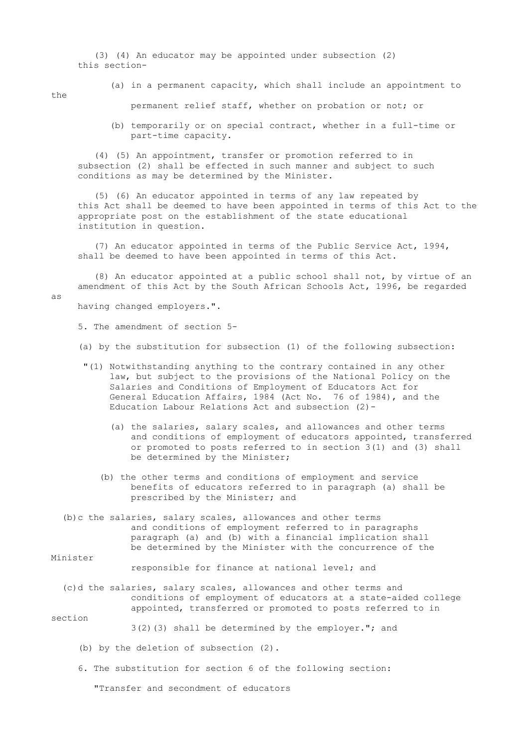(3) (4) An educator may be appointed under subsection (2) this section-

(a) in a permanent capacity, which shall include an appointment to the permanent relief staff, whether on probation or not; or

(b) temporarily or on special contract, whether in a full-time or part-time capacity.

(4) (5) An appointment, transfer or promotion referred to in subsection (2) shall be effected in such manner and subject to such conditions as may be determined by the Minister.

(5) (6) An educator appointed in terms of any law repealed by this Act shall be deemed to have been appointed in terms of this Act to the appropriate post on the establishment of the state educational institution in question.

(7) An educator appointed in terms of the Public Service Act, 1994, shall be deemed to have been appointed in terms of this Act.

(8) An educator appointed at a public school shall not, by virtue of an amendment of this Act by the South African Schools Act, 1996, be regarded as having changed employers.".

5. The amendment of section 5-

(a) by the substitution for subsection (1) of the following subsection:

"(1) Notwithstanding anything to the contrary contained in any other law, but subject to the provisions of the National Policy on the Salaries and Conditions of Employment of Educators Act for General Education Affairs, 1984 (Act No. 76 of 1984), and the Education Labour Relations Act and subsection (2)-

(a) the salaries, salary scales, and allowances and other terms and conditions of employment of educators appointed, transferred or promoted to posts referred to in section 3(1) and (3) shall be determined by the Minister;

(b) the other terms and conditions of employment and service benefits of educators referred to in paragraph (a) shall be prescribed by the Minister; and

(b)c the salaries, salary scales, allowances and other terms and conditions of employment referred to in paragraphs paragraph (a) and (b) with a financial implication shall be determined by the Minister with the concurrence of the Minister responsible for finance at national level; and

(c)d the salaries, salary scales, allowances and other terms and conditions of employment of educators at a state-aided college appointed, transferred or promoted to posts referred to in section 3(2)(3) shall be determined by the employer."; and

(b) by the deletion of subsection (2).

6. The substitution for section 6 of the following section:

"Transfer and secondment of educators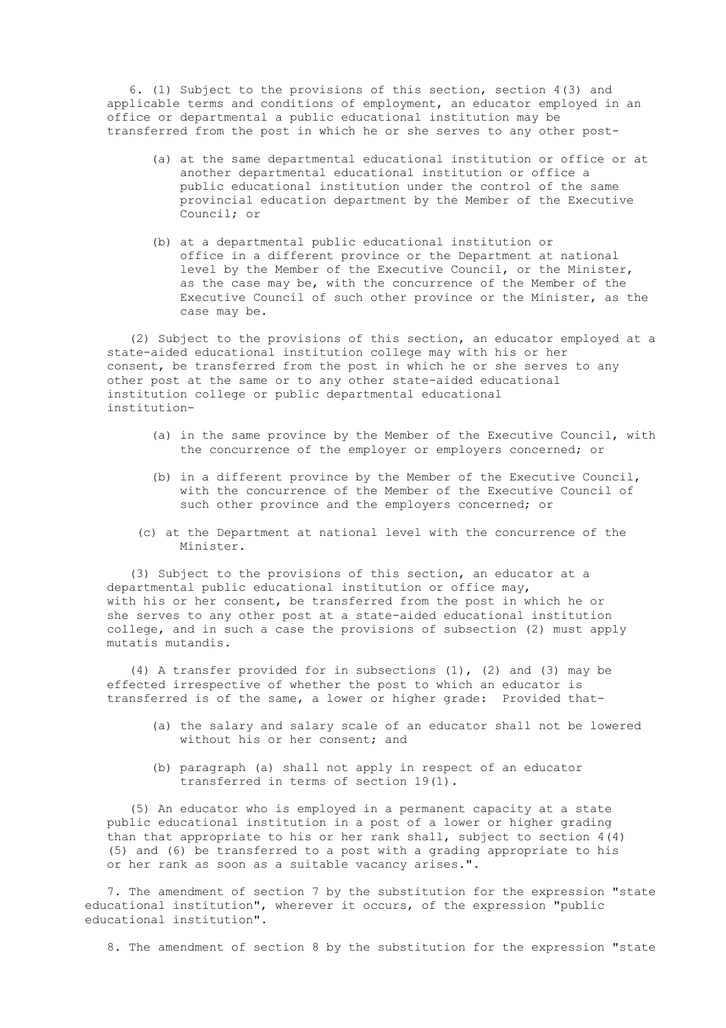6. (1) Subject to the provisions of this section, section 4(3) and applicable terms and conditions of employment, an educator employed in an office or departmental a public educational institution may be transferred from the post in which he or she serves to any other post-

(a) at the same departmental educational institution or office or at another departmental educational institution or office a public educational institution under the control of the same provincial education department by the Member of the Executive Council; or

(b) at a departmental public educational institution or office in a different province or the Department at national level by the Member of the Executive Council, or the Minister, as the case may be, with the concurrence of the Member of the Executive Council of such other province or the Minister, as the case may be.

(2) Subject to the provisions of this section, an educator employed at a state-aided educational institution college may with his or her consent, be transferred from the post in which he or she serves to any other post at the same or to any other state-aided educational institution college or public departmental educational institution-

(a) in the same province by the Member of the Executive Council, with the concurrence of the employer or employers concerned; or

(b) in a different province by the Member of the Executive Council, with the concurrence of the Member of the Executive Council of such other province and the employers concerned; or

(c) at the Department at national level with the concurrence of the Minister.

(3) Subject to the provisions of this section, an educator at a departmental public educational institution or office may, with his or her consent, be transferred from the post in which he or she serves to any other post at a state-aided educational institution college, and in such a case the provisions of subsection (2) must apply mutatis mutandis.

(4) A transfer provided for in subsections (1), (2) and (3) may be effected irrespective of whether the post to which an educator is transferred is of the same, a lower or higher grade: Provided that-

(a) the salary and salary scale of an educator shall not be lowered without his or her consent; and

(b) paragraph (a) shall not apply in respect of an educator transferred in terms of section 19(1).

(5) An educator who is employed in a permanent capacity at a state public educational institution in a post of a lower or higher grading than that appropriate to his or her rank shall, subject to section 4(4) (5) and (6) be transferred to a post with a grading appropriate to his or her rank as soon as a suitable vacancy arises.".

7. The amendment of section 7 by the substitution for the expression "state educational institution", wherever it occurs, of the expression "public educational institution".

8. The amendment of section 8 by the substitution for the expression "state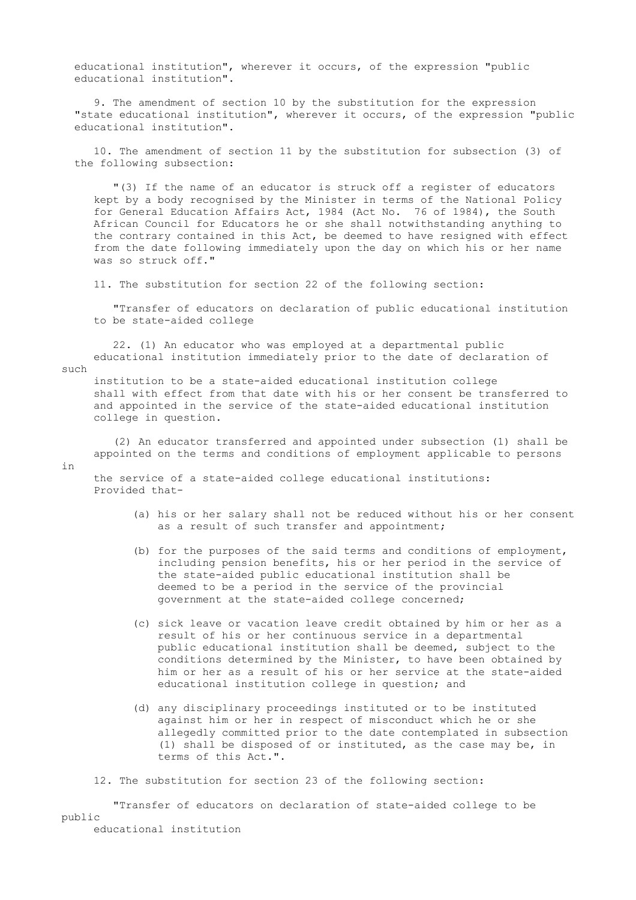educational institution", wherever it occurs, of the expression "public educational institution".

9. The amendment of section 10 by the substitution for the expression "state educational institution", wherever it occurs, of the expression "public educational institution".

10. The amendment of section 11 by the substitution for subsection (3) of the following subsection:

> "(3) If the name of an educator is struck off a register of educators kept by a body recognised by the Minister in terms of the National Policy for General Education Affairs Act, 1984 (Act No. 76 of 1984), the South African Council for Educators he or she shall notwithstanding anything to the contrary contained in this Act, be deemed to have resigned with effect from the date following immediately upon the day on which his or her name was so struck off."

11. The substitution for section 22 of the following section:

> "Transfer of educators on declaration of public educational institution to be state-aided college
>
> 22. (1) An educator who was employed at a departmental public educational institution immediately prior to the date of declaration of such institution to be a state-aided educational institution college shall with effect from that date with his or her consent be transferred to and appointed in the service of the state-aided educational institution college in question.
>
> (2) An educator transferred and appointed under subsection (1) shall be appointed on the terms and conditions of employment applicable to persons in the service of a state-aided college educational institutions: Provided that-
>
> (a) his or her salary shall not be reduced without his or her consent as a result of such transfer and appointment;
>
> (b) for the purposes of the said terms and conditions of employment, including pension benefits, his or her period in the service of the state-aided public educational institution shall be deemed to be a period in the service of the provincial government at the state-aided college concerned;
>
> (c) sick leave or vacation leave credit obtained by him or her as a result of his or her continuous service in a departmental public educational institution shall be deemed, subject to the conditions determined by the Minister, to have been obtained by him or her as a result of his or her service at the state-aided educational institution college in question; and
>
> (d) any disciplinary proceedings instituted or to be instituted against him or her in respect of misconduct which he or she allegedly committed prior to the date contemplated in subsection (1) shall be disposed of or instituted, as the case may be, in terms of this Act.".

12. The substitution for section 23 of the following section:

> "Transfer of educators on declaration of state-aided college to be public educational institution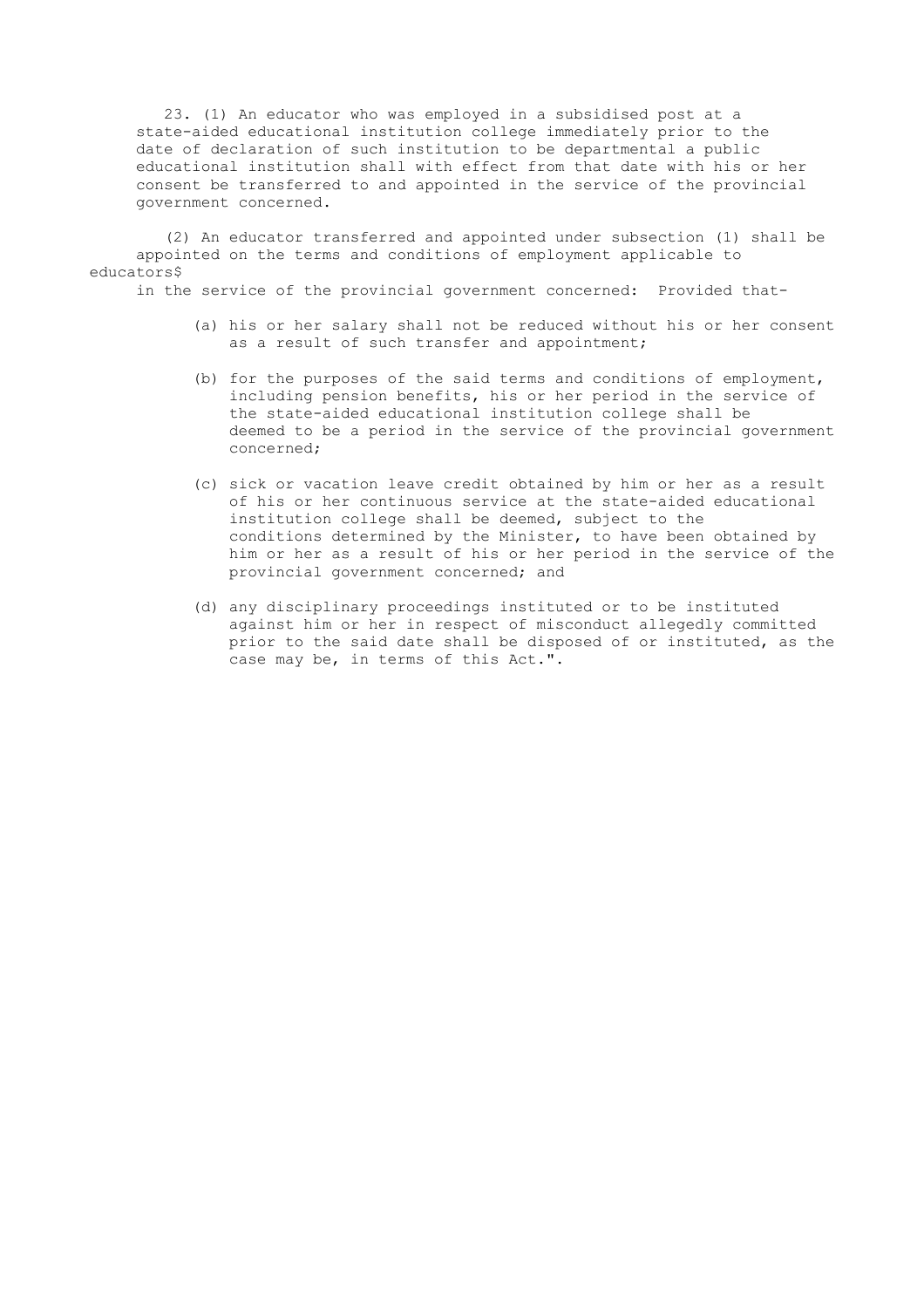23. (1) An educator who was employed in a subsidised post at a state-aided educational institution college immediately prior to the date of declaration of such institution to be departmental a public educational institution shall with effect from that date with his or her consent be transferred to and appointed in the service of the provincial government concerned.

(2) An educator transferred and appointed under subsection (1) shall be appointed on the terms and conditions of employment applicable to educators$ in the service of the provincial government concerned: Provided that-

(a) his or her salary shall not be reduced without his or her consent as a result of such transfer and appointment;

(b) for the purposes of the said terms and conditions of employment, including pension benefits, his or her period in the service of the state-aided educational institution college shall be deemed to be a period in the service of the provincial government concerned;

(c) sick or vacation leave credit obtained by him or her as a result of his or her continuous service at the state-aided educational institution college shall be deemed, subject to the conditions determined by the Minister, to have been obtained by him or her as a result of his or her period in the service of the provincial government concerned; and

(d) any disciplinary proceedings instituted or to be instituted against him or her in respect of misconduct allegedly committed prior to the said date shall be disposed of or instituted, as the case may be, in terms of this Act.".